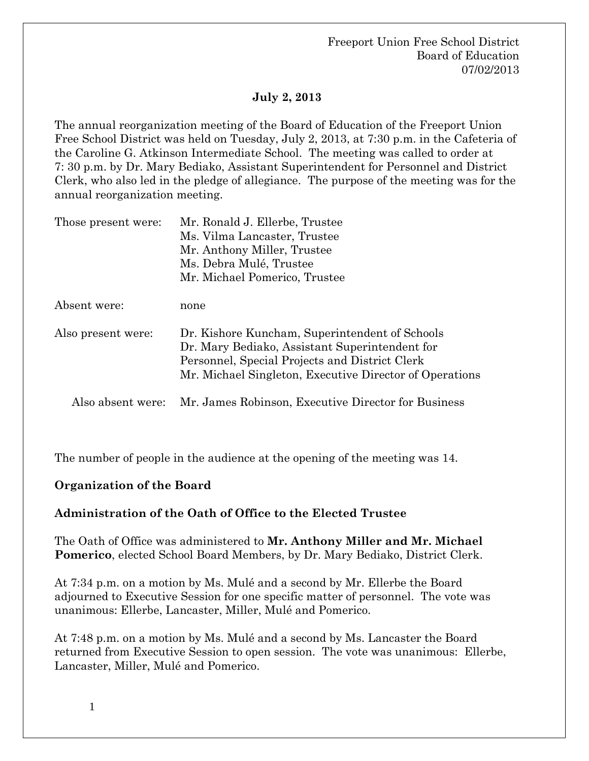Freeport Union Free School District
Board of Education
07/02/2013

**July 2, 2013**

The annual reorganization meeting of the Board of Education of the Freeport Union Free School District was held on Tuesday, July 2, 2013, at 7:30 p.m. in the Cafeteria of the Caroline G. Atkinson Intermediate School. The meeting was called to order at 7: 30 p.m. by Dr. Mary Bediako, Assistant Superintendent for Personnel and District Clerk, who also led in the pledge of allegiance. The purpose of the meeting was for the annual reorganization meeting.

| | |
|---|---|
| Those present were: | Mr. Ronald J. Ellerbe, Trustee<br>Ms. Vilma Lancaster, Trustee<br>Mr. Anthony Miller, Trustee<br>Ms. Debra Mulé, Trustee<br>Mr. Michael Pomerico, Trustee |
| Absent were: | none |
| Also present were: | Dr. Kishore Kuncham, Superintendent of Schools<br>Dr. Mary Bediako, Assistant Superintendent for Personnel, Special Projects and District Clerk<br>Mr. Michael Singleton, Executive Director of Operations |
| Also absent were: | Mr. James Robinson, Executive Director for Business |

The number of people in the audience at the opening of the meeting was 14.

**Organization of the Board**

**Administration of the Oath of Office to the Elected Trustee**

The Oath of Office was administered to **Mr. Anthony Miller and Mr. Michael Pomerico**, elected School Board Members, by Dr. Mary Bediako, District Clerk.

At 7:34 p.m. on a motion by Ms. Mulé and a second by Mr. Ellerbe the Board adjourned to Executive Session for one specific matter of personnel. The vote was unanimous: Ellerbe, Lancaster, Miller, Mulé and Pomerico.

At 7:48 p.m. on a motion by Ms. Mulé and a second by Ms. Lancaster the Board returned from Executive Session to open session. The vote was unanimous: Ellerbe, Lancaster, Miller, Mulé and Pomerico.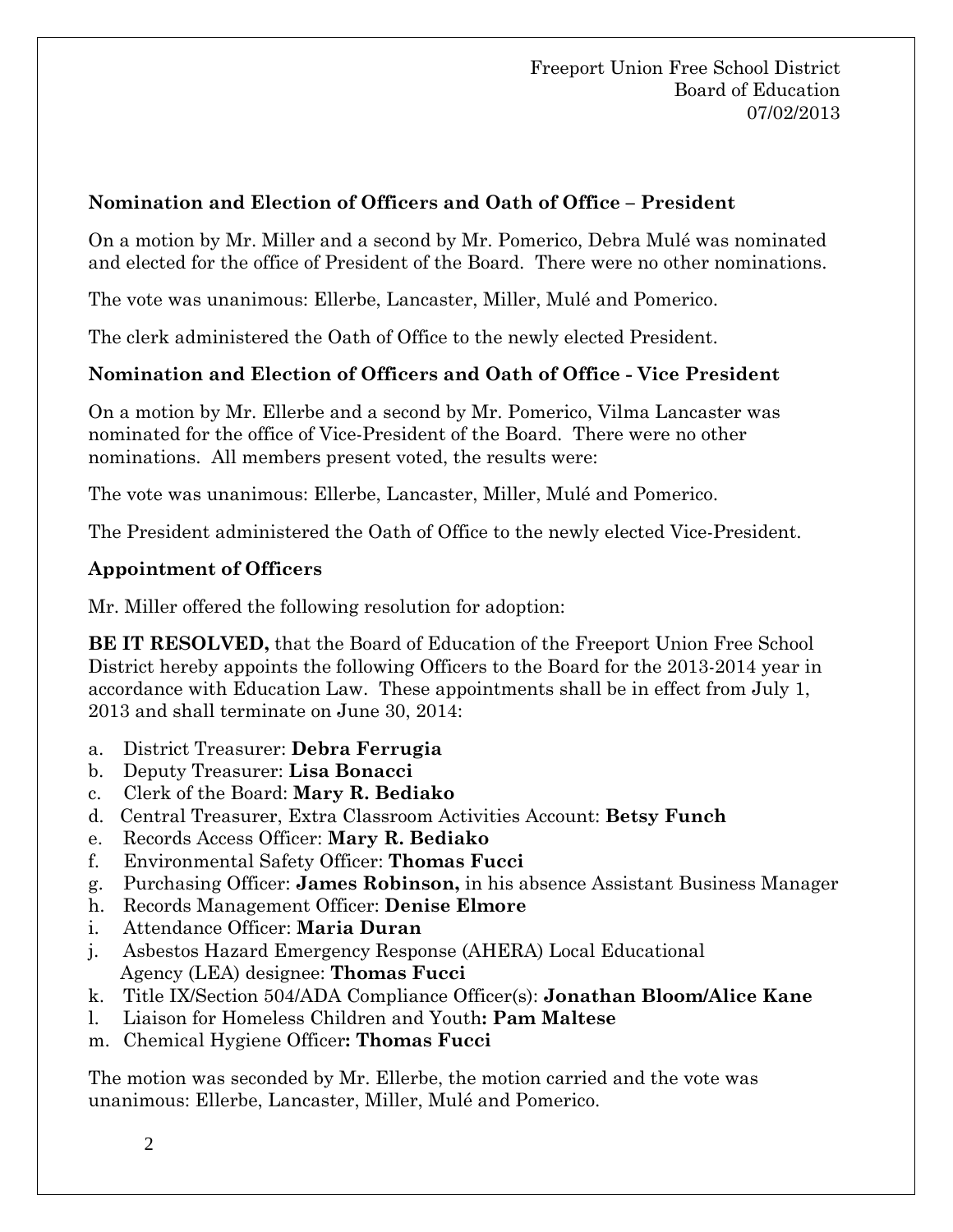**Nomination and Election of Officers and Oath of Office – President**

On a motion by Mr. Miller and a second by Mr. Pomerico, Debra Mulé was nominated and elected for the office of President of the Board. There were no other nominations.

The vote was unanimous: Ellerbe, Lancaster, Miller, Mulé and Pomerico.

The clerk administered the Oath of Office to the newly elected President.

**Nomination and Election of Officers and Oath of Office - Vice President**

On a motion by Mr. Ellerbe and a second by Mr. Pomerico, Vilma Lancaster was nominated for the office of Vice-President of the Board. There were no other nominations. All members present voted, the results were:

The vote was unanimous: Ellerbe, Lancaster, Miller, Mulé and Pomerico.

The President administered the Oath of Office to the newly elected Vice-President.

**Appointment of Officers**

Mr. Miller offered the following resolution for adoption:

**BE IT RESOLVED,** that the Board of Education of the Freeport Union Free School District hereby appoints the following Officers to the Board for the 2013-2014 year in accordance with Education Law. These appointments shall be in effect from July 1, 2013 and shall terminate on June 30, 2014:

a. District Treasurer: **Debra Ferrugia**
b. Deputy Treasurer: **Lisa Bonacci**
c. Clerk of the Board: **Mary R. Bediako**
d. Central Treasurer, Extra Classroom Activities Account: **Betsy Funch**
e. Records Access Officer: **Mary R. Bediako**
f. Environmental Safety Officer: **Thomas Fucci**
g. Purchasing Officer: **James Robinson,** in his absence Assistant Business Manager
h. Records Management Officer: **Denise Elmore**
i. Attendance Officer: **Maria Duran**
j. Asbestos Hazard Emergency Response (AHERA) Local Educational Agency (LEA) designee: **Thomas Fucci**
k. Title IX/Section 504/ADA Compliance Officer(s): **Jonathan Bloom/Alice Kane**
l. Liaison for Homeless Children and Youth**: Pam Maltese**
m. Chemical Hygiene Officer**: Thomas Fucci**

The motion was seconded by Mr. Ellerbe, the motion carried and the vote was unanimous: Ellerbe, Lancaster, Miller, Mulé and Pomerico.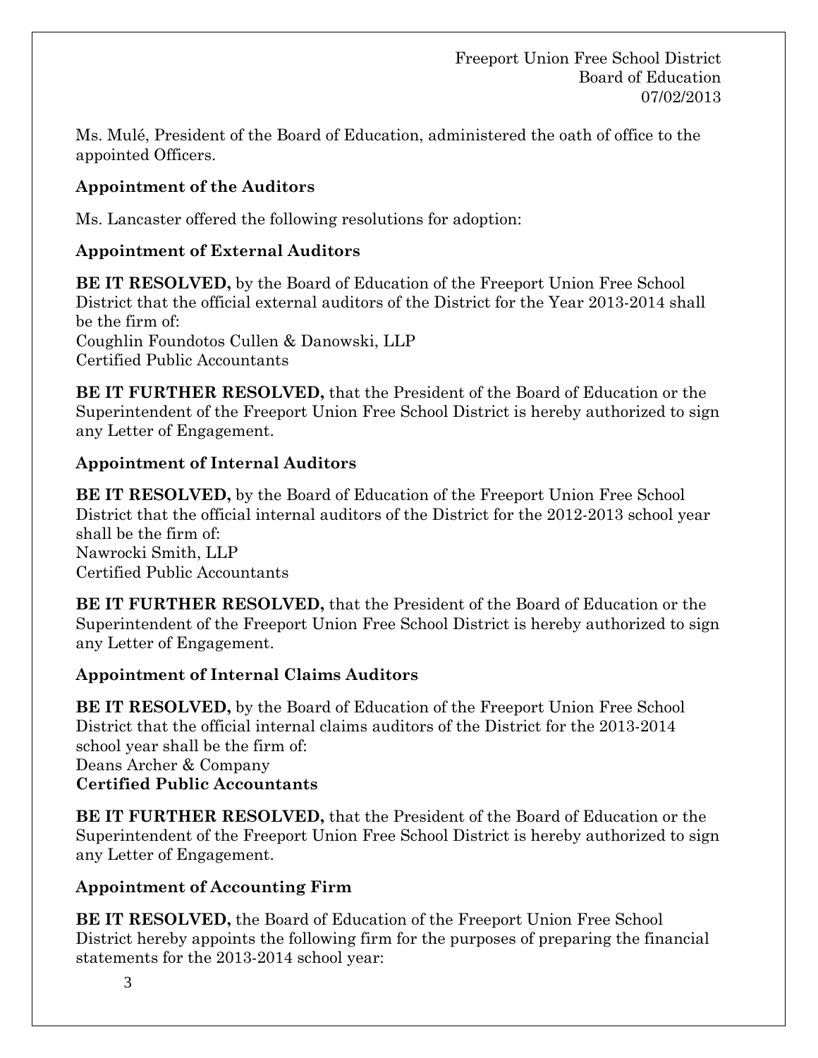Ms. Mulé, President of the Board of Education, administered the oath of office to the appointed Officers.

**Appointment of the Auditors**

Ms. Lancaster offered the following resolutions for adoption:

**Appointment of External Auditors**

**BE IT RESOLVED,** by the Board of Education of the Freeport Union Free School District that the official external auditors of the District for the Year 2013-2014 shall be the firm of:
Coughlin Foundotos Cullen & Danowski, LLP
Certified Public Accountants

**BE IT FURTHER RESOLVED,** that the President of the Board of Education or the Superintendent of the Freeport Union Free School District is hereby authorized to sign any Letter of Engagement.

**Appointment of Internal Auditors**

**BE IT RESOLVED,** by the Board of Education of the Freeport Union Free School District that the official internal auditors of the District for the 2012-2013 school year shall be the firm of:
Nawrocki Smith, LLP
Certified Public Accountants

**BE IT FURTHER RESOLVED,** that the President of the Board of Education or the Superintendent of the Freeport Union Free School District is hereby authorized to sign any Letter of Engagement.

**Appointment of Internal Claims Auditors**

**BE IT RESOLVED,** by the Board of Education of the Freeport Union Free School District that the official internal claims auditors of the District for the 2013-2014 school year shall be the firm of:
Deans Archer & Company
**Certified Public Accountants**

**BE IT FURTHER RESOLVED,** that the President of the Board of Education or the Superintendent of the Freeport Union Free School District is hereby authorized to sign any Letter of Engagement.

**Appointment of Accounting Firm**

**BE IT RESOLVED,** the Board of Education of the Freeport Union Free School District hereby appoints the following firm for the purposes of preparing the financial statements for the 2013-2014 school year: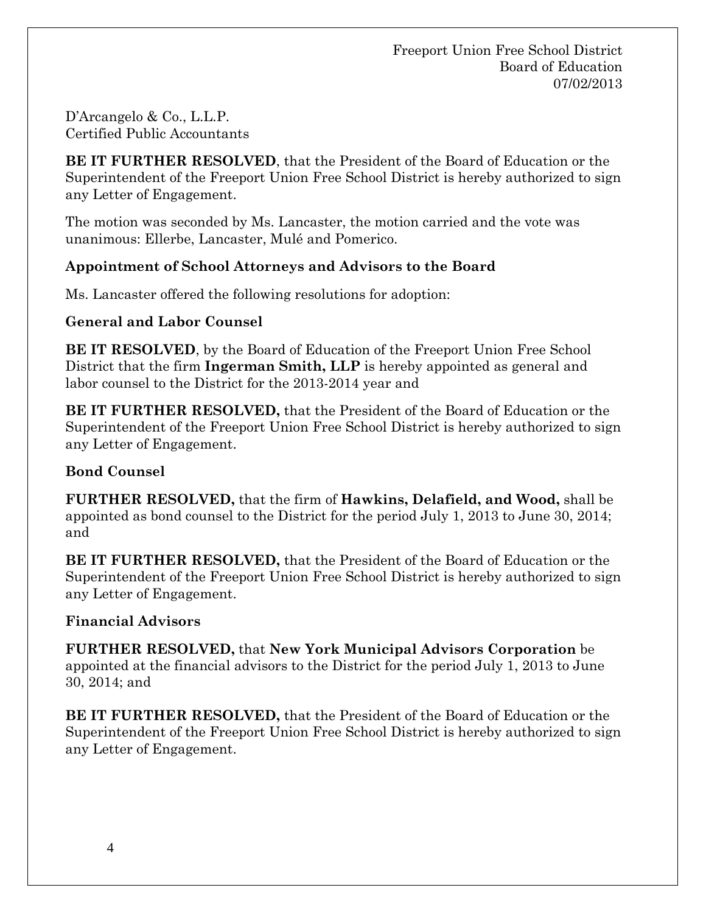D'Arcangelo & Co., L.L.P.
Certified Public Accountants

**BE IT FURTHER RESOLVED**, that the President of the Board of Education or the Superintendent of the Freeport Union Free School District is hereby authorized to sign any Letter of Engagement.

The motion was seconded by Ms. Lancaster, the motion carried and the vote was unanimous: Ellerbe, Lancaster, Mulé and Pomerico.

**Appointment of School Attorneys and Advisors to the Board**

Ms. Lancaster offered the following resolutions for adoption:

**General and Labor Counsel**

**BE IT RESOLVED**, by the Board of Education of the Freeport Union Free School District that the firm **Ingerman Smith, LLP** is hereby appointed as general and labor counsel to the District for the 2013-2014 year and

**BE IT FURTHER RESOLVED,** that the President of the Board of Education or the Superintendent of the Freeport Union Free School District is hereby authorized to sign any Letter of Engagement.

**Bond Counsel**

**FURTHER RESOLVED,** that the firm of **Hawkins, Delafield, and Wood,** shall be appointed as bond counsel to the District for the period July 1, 2013 to June 30, 2014; and

**BE IT FURTHER RESOLVED,** that the President of the Board of Education or the Superintendent of the Freeport Union Free School District is hereby authorized to sign any Letter of Engagement.

**Financial Advisors**

**FURTHER RESOLVED,** that **New York Municipal Advisors Corporation** be appointed at the financial advisors to the District for the period July 1, 2013 to June 30, 2014; and

**BE IT FURTHER RESOLVED,** that the President of the Board of Education or the Superintendent of the Freeport Union Free School District is hereby authorized to sign any Letter of Engagement.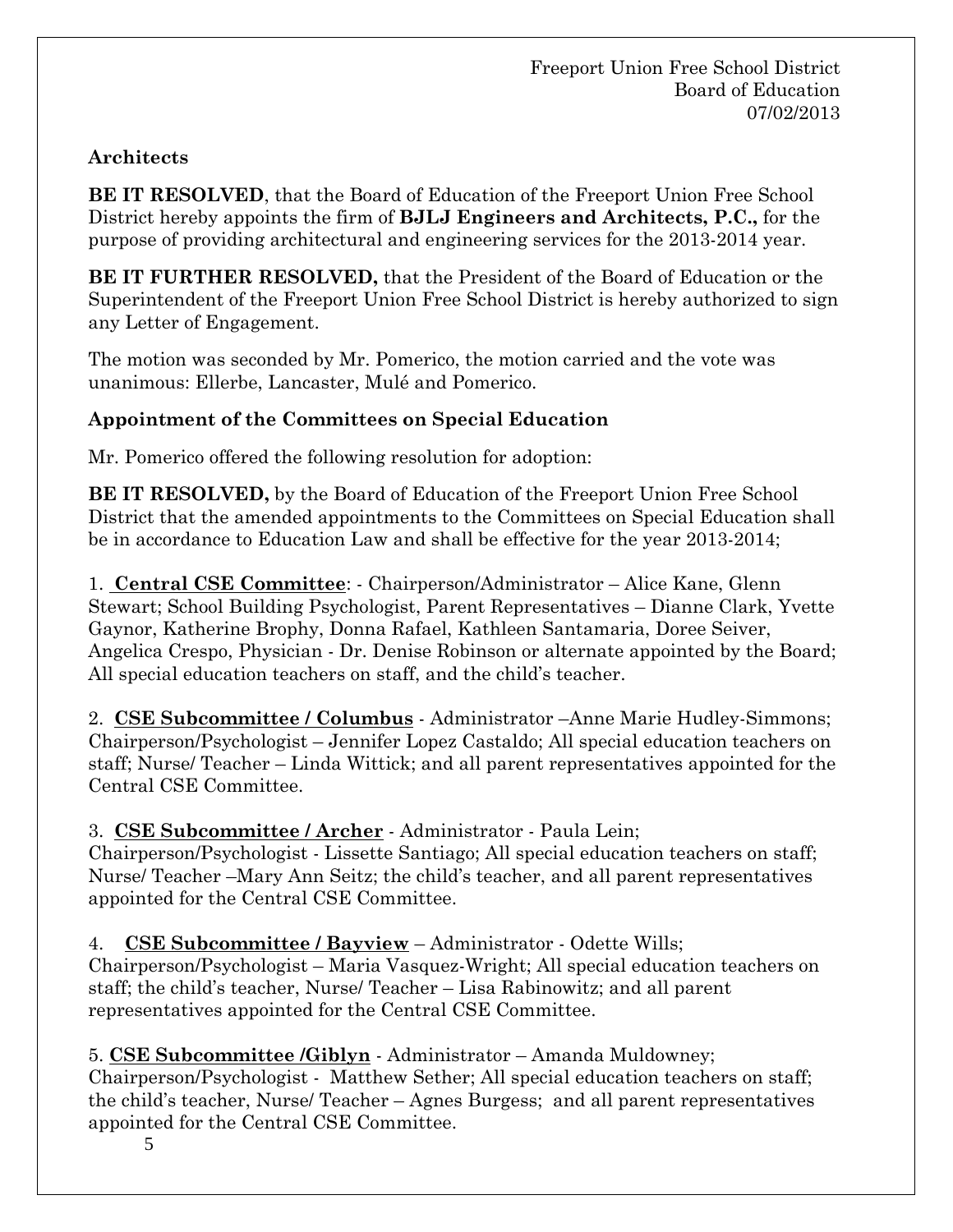### Architects

**BE IT RESOLVED**, that the Board of Education of the Freeport Union Free School District hereby appoints the firm of **BJLJ Engineers and Architects, P.C.,** for the purpose of providing architectural and engineering services for the 2013-2014 year.

**BE IT FURTHER RESOLVED,** that the President of the Board of Education or the Superintendent of the Freeport Union Free School District is hereby authorized to sign any Letter of Engagement.

The motion was seconded by Mr. Pomerico, the motion carried and the vote was unanimous: Ellerbe, Lancaster, Mulé and Pomerico.

### Appointment of the Committees on Special Education

Mr. Pomerico offered the following resolution for adoption:

**BE IT RESOLVED,** by the Board of Education of the Freeport Union Free School District that the amended appointments to the Committees on Special Education shall be in accordance to Education Law and shall be effective for the year 2013-2014;

1. **Central CSE Committee**: - Chairperson/Administrator – Alice Kane, Glenn Stewart; School Building Psychologist, Parent Representatives – Dianne Clark, Yvette Gaynor, Katherine Brophy, Donna Rafael, Kathleen Santamaria, Doree Seiver, Angelica Crespo, Physician - Dr. Denise Robinson or alternate appointed by the Board; All special education teachers on staff, and the child's teacher.

2. **CSE Subcommittee / Columbus** - Administrator –Anne Marie Hudley-Simmons; Chairperson/Psychologist – Jennifer Lopez Castaldo; All special education teachers on staff; Nurse/ Teacher – Linda Wittick; and all parent representatives appointed for the Central CSE Committee.

3. **CSE Subcommittee / Archer** - Administrator - Paula Lein; Chairperson/Psychologist - Lissette Santiago; All special education teachers on staff; Nurse/ Teacher –Mary Ann Seitz; the child's teacher, and all parent representatives appointed for the Central CSE Committee.

4. **CSE Subcommittee / Bayview** – Administrator - Odette Wills; Chairperson/Psychologist – Maria Vasquez-Wright; All special education teachers on staff; the child's teacher, Nurse/ Teacher – Lisa Rabinowitz; and all parent representatives appointed for the Central CSE Committee.

5. **CSE Subcommittee /Giblyn** - Administrator – Amanda Muldowney; Chairperson/Psychologist - Matthew Sether; All special education teachers on staff; the child's teacher, Nurse/ Teacher – Agnes Burgess; and all parent representatives appointed for the Central CSE Committee.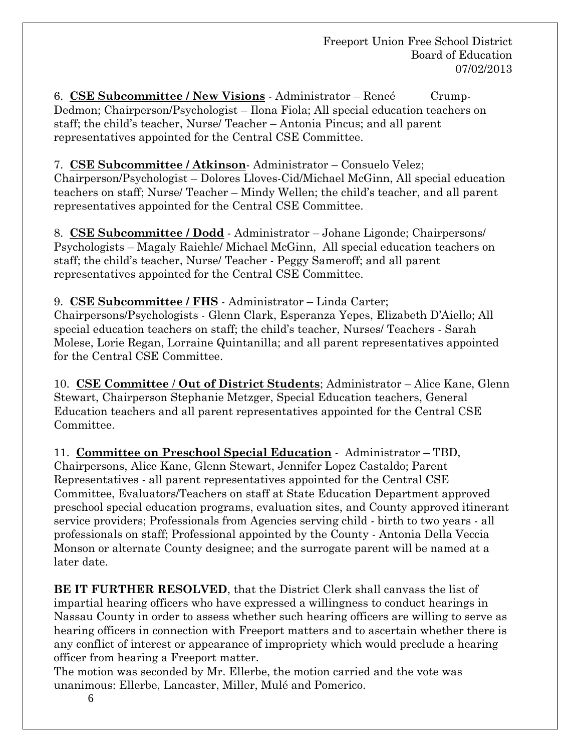6. **CSE Subcommittee / New Visions** - Administrator – Reneé Crump-Dedmon; Chairperson/Psychologist – Ilona Fiola; All special education teachers on staff; the child's teacher, Nurse/ Teacher – Antonia Pincus; and all parent representatives appointed for the Central CSE Committee.

7. **CSE Subcommittee / Atkinson**- Administrator – Consuelo Velez; Chairperson/Psychologist – Dolores Lloves-Cid/Michael McGinn, All special education teachers on staff; Nurse/ Teacher – Mindy Wellen; the child's teacher, and all parent representatives appointed for the Central CSE Committee.

8. **CSE Subcommittee / Dodd** - Administrator – Johane Ligonde; Chairpersons/ Psychologists – Magaly Raiehle/ Michael McGinn, All special education teachers on staff; the child's teacher, Nurse/ Teacher - Peggy Sameroff; and all parent representatives appointed for the Central CSE Committee.

9. **CSE Subcommittee / FHS** - Administrator – Linda Carter; Chairpersons/Psychologists - Glenn Clark, Esperanza Yepes, Elizabeth D'Aiello; All special education teachers on staff; the child's teacher, Nurses/ Teachers - Sarah Molese, Lorie Regan, Lorraine Quintanilla; and all parent representatives appointed for the Central CSE Committee.

10. **CSE Committee / Out of District Students**; Administrator – Alice Kane, Glenn Stewart, Chairperson Stephanie Metzger, Special Education teachers, General Education teachers and all parent representatives appointed for the Central CSE Committee.

11. **Committee on Preschool Special Education** - Administrator – TBD, Chairpersons, Alice Kane, Glenn Stewart, Jennifer Lopez Castaldo; Parent Representatives - all parent representatives appointed for the Central CSE Committee, Evaluators/Teachers on staff at State Education Department approved preschool special education programs, evaluation sites, and County approved itinerant service providers; Professionals from Agencies serving child - birth to two years - all professionals on staff; Professional appointed by the County - Antonia Della Veccia Monson or alternate County designee; and the surrogate parent will be named at a later date.

**BE IT FURTHER RESOLVED**, that the District Clerk shall canvass the list of impartial hearing officers who have expressed a willingness to conduct hearings in Nassau County in order to assess whether such hearing officers are willing to serve as hearing officers in connection with Freeport matters and to ascertain whether there is any conflict of interest or appearance of impropriety which would preclude a hearing officer from hearing a Freeport matter.
The motion was seconded by Mr. Ellerbe, the motion carried and the vote was unanimous: Ellerbe, Lancaster, Miller, Mulé and Pomerico.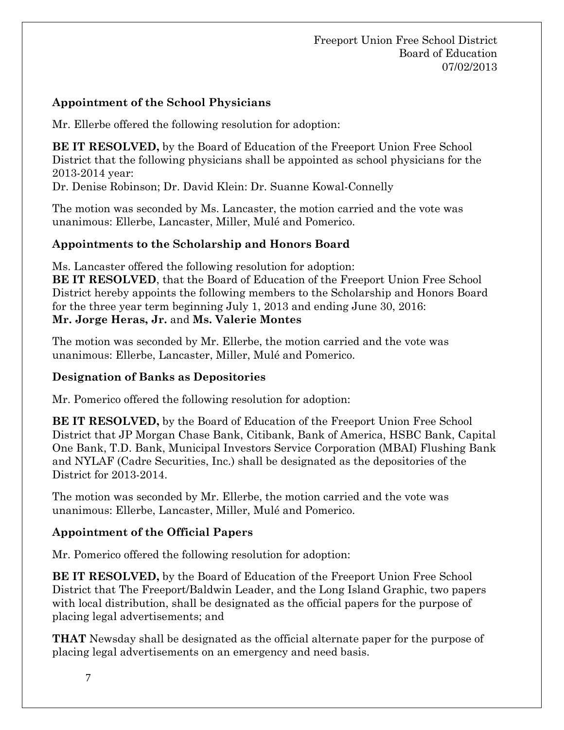### Appointment of the School Physicians

Mr. Ellerbe offered the following resolution for adoption:

**BE IT RESOLVED,** by the Board of Education of the Freeport Union Free School District that the following physicians shall be appointed as school physicians for the 2013-2014 year:
Dr. Denise Robinson; Dr. David Klein: Dr. Suanne Kowal-Connelly

The motion was seconded by Ms. Lancaster, the motion carried and the vote was unanimous: Ellerbe, Lancaster, Miller, Mulé and Pomerico.

### Appointments to the Scholarship and Honors Board

Ms. Lancaster offered the following resolution for adoption:
**BE IT RESOLVED**, that the Board of Education of the Freeport Union Free School District hereby appoints the following members to the Scholarship and Honors Board for the three year term beginning July 1, 2013 and ending June 30, 2016:
**Mr. Jorge Heras, Jr.** and **Ms. Valerie Montes**

The motion was seconded by Mr. Ellerbe, the motion carried and the vote was unanimous: Ellerbe, Lancaster, Miller, Mulé and Pomerico.

### Designation of Banks as Depositories

Mr. Pomerico offered the following resolution for adoption:

**BE IT RESOLVED,** by the Board of Education of the Freeport Union Free School District that JP Morgan Chase Bank, Citibank, Bank of America, HSBC Bank, Capital One Bank, T.D. Bank, Municipal Investors Service Corporation (MBAI) Flushing Bank and NYLAF (Cadre Securities, Inc.) shall be designated as the depositories of the District for 2013-2014.

The motion was seconded by Mr. Ellerbe, the motion carried and the vote was unanimous: Ellerbe, Lancaster, Miller, Mulé and Pomerico.

### Appointment of the Official Papers

Mr. Pomerico offered the following resolution for adoption:

**BE IT RESOLVED,** by the Board of Education of the Freeport Union Free School District that The Freeport/Baldwin Leader, and the Long Island Graphic, two papers with local distribution, shall be designated as the official papers for the purpose of placing legal advertisements; and

**THAT** Newsday shall be designated as the official alternate paper for the purpose of placing legal advertisements on an emergency and need basis.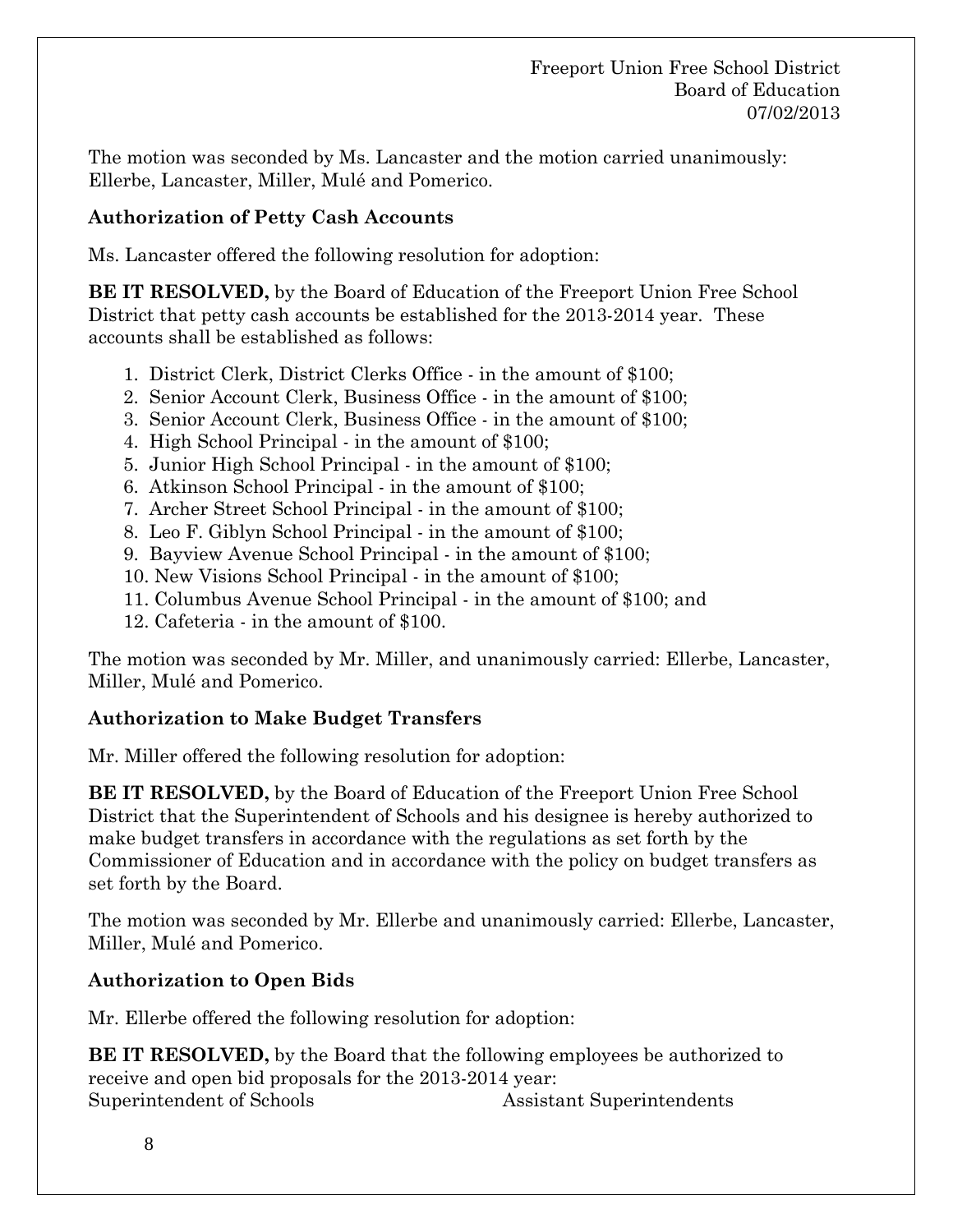The motion was seconded by Ms. Lancaster and the motion carried unanimously: Ellerbe, Lancaster, Miller, Mulé and Pomerico.

### Authorization of Petty Cash Accounts

Ms. Lancaster offered the following resolution for adoption:

**BE IT RESOLVED,** by the Board of Education of the Freeport Union Free School District that petty cash accounts be established for the 2013-2014 year. These accounts shall be established as follows:

1. District Clerk, District Clerks Office - in the amount of $100;
2. Senior Account Clerk, Business Office - in the amount of $100;
3. Senior Account Clerk, Business Office - in the amount of $100;
4. High School Principal - in the amount of $100;
5. Junior High School Principal - in the amount of $100;
6. Atkinson School Principal - in the amount of $100;
7. Archer Street School Principal - in the amount of $100;
8. Leo F. Giblyn School Principal - in the amount of $100;
9. Bayview Avenue School Principal - in the amount of $100;
10. New Visions School Principal - in the amount of $100;
11. Columbus Avenue School Principal - in the amount of $100; and
12. Cafeteria - in the amount of $100.

The motion was seconded by Mr. Miller, and unanimously carried: Ellerbe, Lancaster, Miller, Mulé and Pomerico.

### Authorization to Make Budget Transfers

Mr. Miller offered the following resolution for adoption:

**BE IT RESOLVED,** by the Board of Education of the Freeport Union Free School District that the Superintendent of Schools and his designee is hereby authorized to make budget transfers in accordance with the regulations as set forth by the Commissioner of Education and in accordance with the policy on budget transfers as set forth by the Board.

The motion was seconded by Mr. Ellerbe and unanimously carried: Ellerbe, Lancaster, Miller, Mulé and Pomerico.

### Authorization to Open Bids

Mr. Ellerbe offered the following resolution for adoption:

**BE IT RESOLVED,** by the Board that the following employees be authorized to receive and open bid proposals for the 2013-2014 year:

Superintendent of Schools

Assistant Superintendents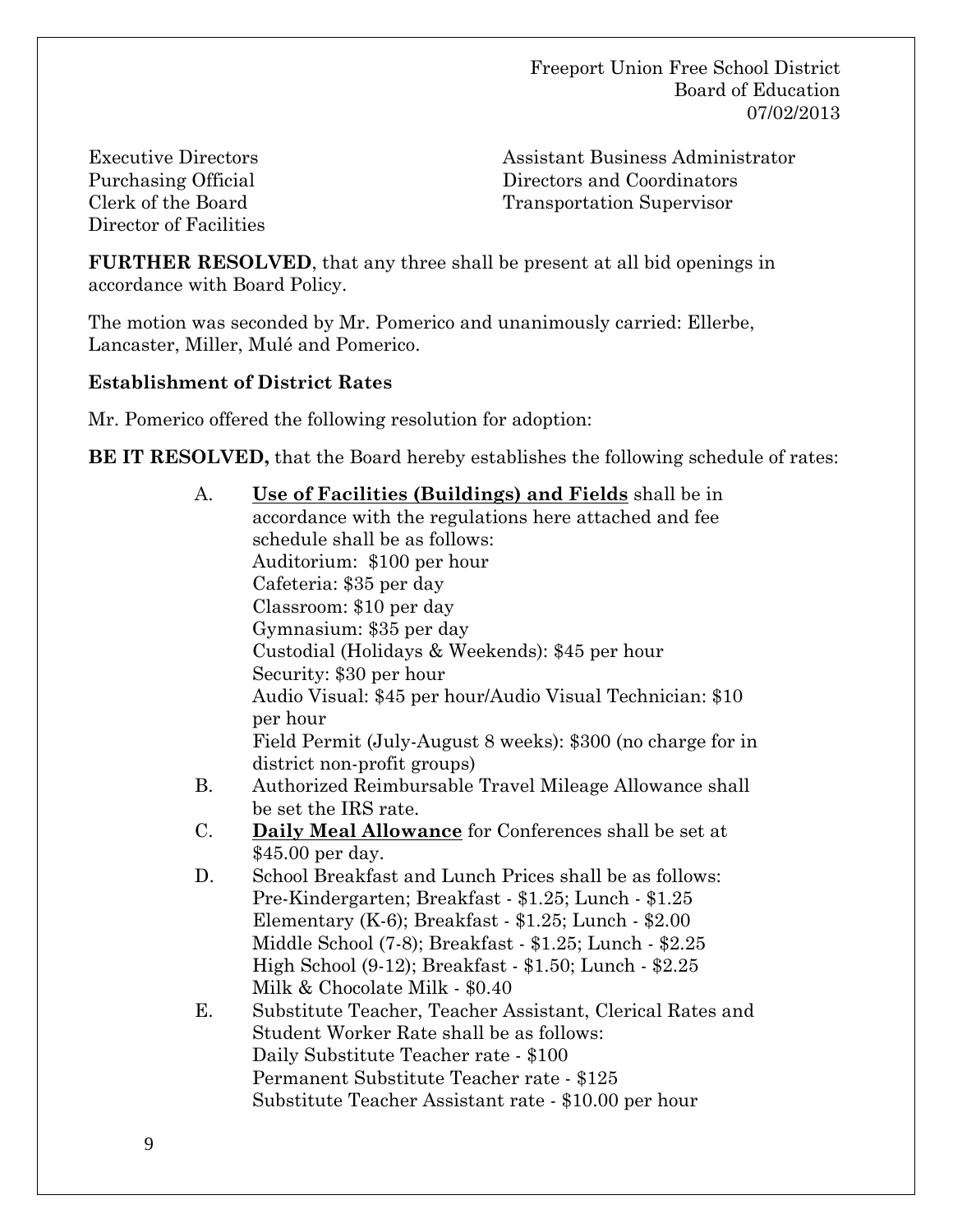Executive Directors
Purchasing Official
Clerk of the Board
Director of Facilities
Assistant Business Administrator
Directors and Coordinators
Transportation Supervisor

**FURTHER RESOLVED**, that any three shall be present at all bid openings in accordance with Board Policy.

The motion was seconded by Mr. Pomerico and unanimously carried: Ellerbe, Lancaster, Miller, Mulé and Pomerico.

**Establishment of District Rates**

Mr. Pomerico offered the following resolution for adoption:

**BE IT RESOLVED,** that the Board hereby establishes the following schedule of rates:

A. **Use of Facilities (Buildings) and Fields** shall be in accordance with the regulations here attached and fee schedule shall be as follows:
Auditorium: $100 per hour
Cafeteria: $35 per day
Classroom: $10 per day
Gymnasium: $35 per day
Custodial (Holidays & Weekends): $45 per hour
Security: $30 per hour
Audio Visual: $45 per hour/Audio Visual Technician: $10 per hour
Field Permit (July-August 8 weeks): $300 (no charge for in district non-profit groups)

B. Authorized Reimbursable Travel Mileage Allowance shall be set the IRS rate.

C. **Daily Meal Allowance** for Conferences shall be set at $45.00 per day.

D. School Breakfast and Lunch Prices shall be as follows:
Pre-Kindergarten; Breakfast - $1.25; Lunch - $1.25
Elementary (K-6); Breakfast - $1.25; Lunch - $2.00
Middle School (7-8); Breakfast - $1.25; Lunch - $2.25
High School (9-12); Breakfast - $1.50; Lunch - $2.25
Milk & Chocolate Milk - $0.40

E. Substitute Teacher, Teacher Assistant, Clerical Rates and Student Worker Rate shall be as follows:
Daily Substitute Teacher rate - $100
Permanent Substitute Teacher rate - $125
Substitute Teacher Assistant rate - $10.00 per hour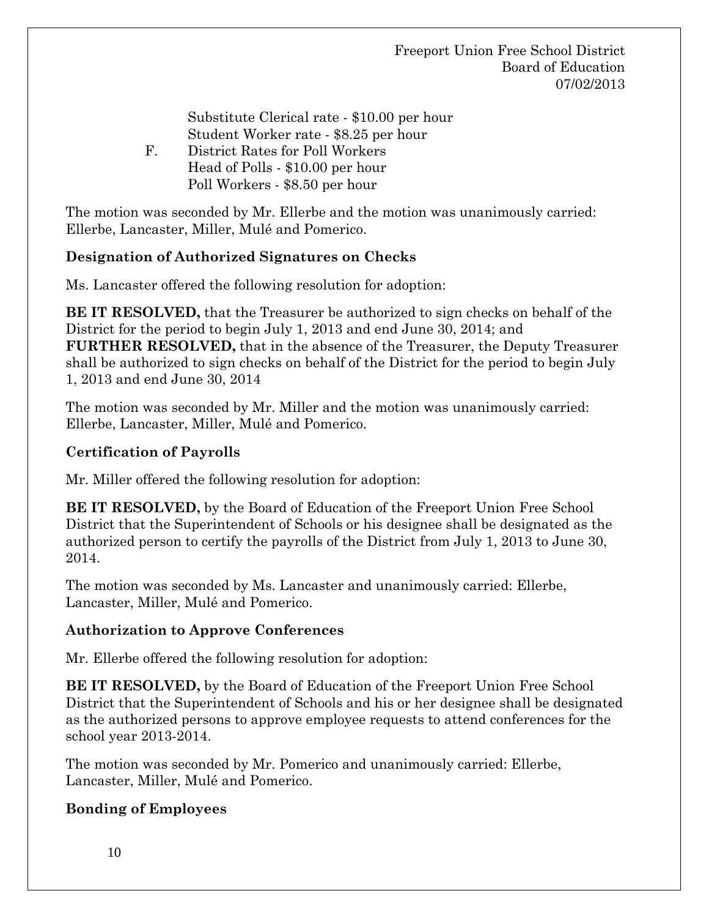Substitute Clerical rate - $10.00 per hour
Student Worker rate - $8.25 per hour

F. District Rates for Poll Workers
Head of Polls - $10.00 per hour
Poll Workers - $8.50 per hour

The motion was seconded by Mr. Ellerbe and the motion was unanimously carried: Ellerbe, Lancaster, Miller, Mulé and Pomerico.

**Designation of Authorized Signatures on Checks**

Ms. Lancaster offered the following resolution for adoption:

**BE IT RESOLVED,** that the Treasurer be authorized to sign checks on behalf of the District for the period to begin July 1, 2013 and end June 30, 2014; and
**FURTHER RESOLVED,** that in the absence of the Treasurer, the Deputy Treasurer shall be authorized to sign checks on behalf of the District for the period to begin July 1, 2013 and end June 30, 2014

The motion was seconded by Mr. Miller and the motion was unanimously carried: Ellerbe, Lancaster, Miller, Mulé and Pomerico.

**Certification of Payrolls**

Mr. Miller offered the following resolution for adoption:

**BE IT RESOLVED,** by the Board of Education of the Freeport Union Free School District that the Superintendent of Schools or his designee shall be designated as the authorized person to certify the payrolls of the District from July 1, 2013 to June 30, 2014.

The motion was seconded by Ms. Lancaster and unanimously carried: Ellerbe, Lancaster, Miller, Mulé and Pomerico.

**Authorization to Approve Conferences**

Mr. Ellerbe offered the following resolution for adoption:

**BE IT RESOLVED,** by the Board of Education of the Freeport Union Free School District that the Superintendent of Schools and his or her designee shall be designated as the authorized persons to approve employee requests to attend conferences for the school year 2013-2014.

The motion was seconded by Mr. Pomerico and unanimously carried: Ellerbe, Lancaster, Miller, Mulé and Pomerico.

**Bonding of Employees**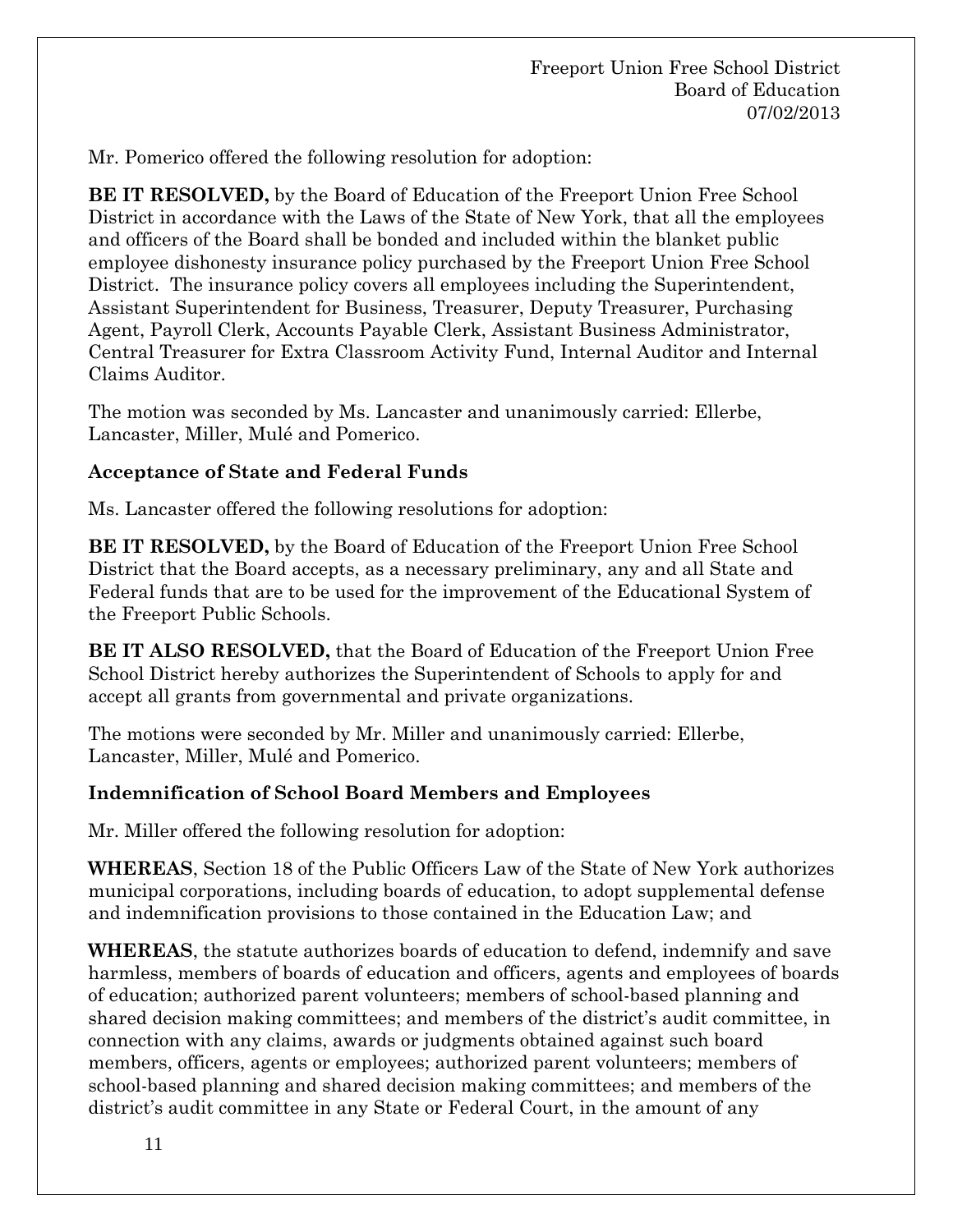Mr. Pomerico offered the following resolution for adoption:

**BE IT RESOLVED,** by the Board of Education of the Freeport Union Free School District in accordance with the Laws of the State of New York, that all the employees and officers of the Board shall be bonded and included within the blanket public employee dishonesty insurance policy purchased by the Freeport Union Free School District. The insurance policy covers all employees including the Superintendent, Assistant Superintendent for Business, Treasurer, Deputy Treasurer, Purchasing Agent, Payroll Clerk, Accounts Payable Clerk, Assistant Business Administrator, Central Treasurer for Extra Classroom Activity Fund, Internal Auditor and Internal Claims Auditor.

The motion was seconded by Ms. Lancaster and unanimously carried: Ellerbe, Lancaster, Miller, Mulé and Pomerico.

**Acceptance of State and Federal Funds**

Ms. Lancaster offered the following resolutions for adoption:

**BE IT RESOLVED,** by the Board of Education of the Freeport Union Free School District that the Board accepts, as a necessary preliminary, any and all State and Federal funds that are to be used for the improvement of the Educational System of the Freeport Public Schools.

**BE IT ALSO RESOLVED,** that the Board of Education of the Freeport Union Free School District hereby authorizes the Superintendent of Schools to apply for and accept all grants from governmental and private organizations.

The motions were seconded by Mr. Miller and unanimously carried: Ellerbe, Lancaster, Miller, Mulé and Pomerico.

**Indemnification of School Board Members and Employees**

Mr. Miller offered the following resolution for adoption:

**WHEREAS**, Section 18 of the Public Officers Law of the State of New York authorizes municipal corporations, including boards of education, to adopt supplemental defense and indemnification provisions to those contained in the Education Law; and

**WHEREAS**, the statute authorizes boards of education to defend, indemnify and save harmless, members of boards of education and officers, agents and employees of boards of education; authorized parent volunteers; members of school-based planning and shared decision making committees; and members of the district's audit committee, in connection with any claims, awards or judgments obtained against such board members, officers, agents or employees; authorized parent volunteers; members of school-based planning and shared decision making committees; and members of the district's audit committee in any State or Federal Court, in the amount of any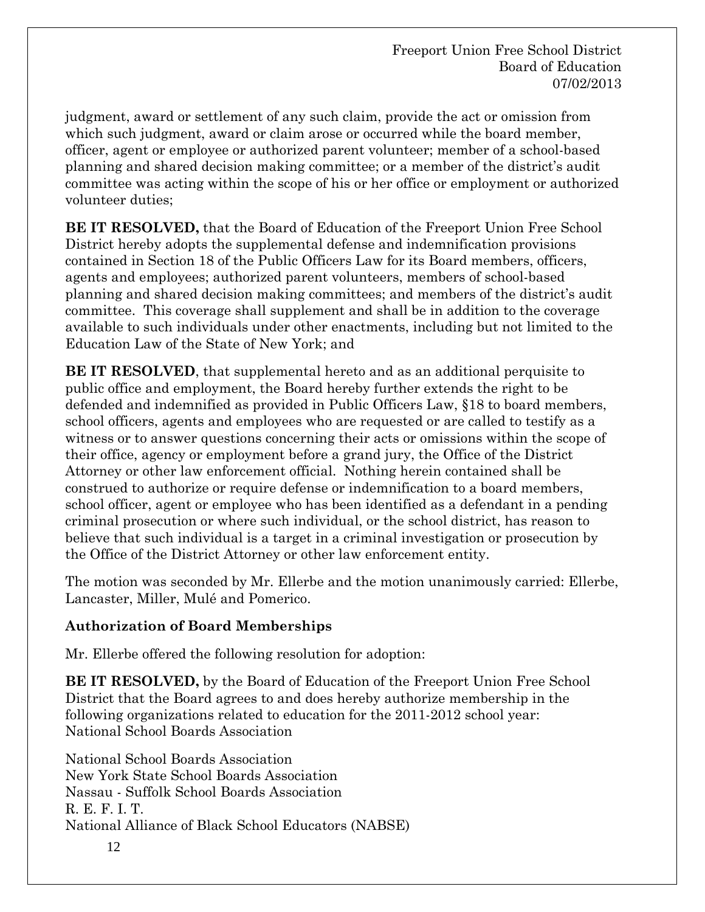judgment, award or settlement of any such claim, provide the act or omission from which such judgment, award or claim arose or occurred while the board member, officer, agent or employee or authorized parent volunteer; member of a school-based planning and shared decision making committee; or a member of the district's audit committee was acting within the scope of his or her office or employment or authorized volunteer duties;

**BE IT RESOLVED,** that the Board of Education of the Freeport Union Free School District hereby adopts the supplemental defense and indemnification provisions contained in Section 18 of the Public Officers Law for its Board members, officers, agents and employees; authorized parent volunteers, members of school-based planning and shared decision making committees; and members of the district's audit committee. This coverage shall supplement and shall be in addition to the coverage available to such individuals under other enactments, including but not limited to the Education Law of the State of New York; and

**BE IT RESOLVED**, that supplemental hereto and as an additional perquisite to public office and employment, the Board hereby further extends the right to be defended and indemnified as provided in Public Officers Law, §18 to board members, school officers, agents and employees who are requested or are called to testify as a witness or to answer questions concerning their acts or omissions within the scope of their office, agency or employment before a grand jury, the Office of the District Attorney or other law enforcement official. Nothing herein contained shall be construed to authorize or require defense or indemnification to a board members, school officer, agent or employee who has been identified as a defendant in a pending criminal prosecution or where such individual, or the school district, has reason to believe that such individual is a target in a criminal investigation or prosecution by the Office of the District Attorney or other law enforcement entity.

The motion was seconded by Mr. Ellerbe and the motion unanimously carried: Ellerbe, Lancaster, Miller, Mulé and Pomerico.

## Authorization of Board Memberships

Mr. Ellerbe offered the following resolution for adoption:

**BE IT RESOLVED,** by the Board of Education of the Freeport Union Free School District that the Board agrees to and does hereby authorize membership in the following organizations related to education for the 2011-2012 school year:
National School Boards Association

National School Boards Association
New York State School Boards Association
Nassau - Suffolk School Boards Association
R. E. F. I. T.
National Alliance of Black School Educators (NABSE)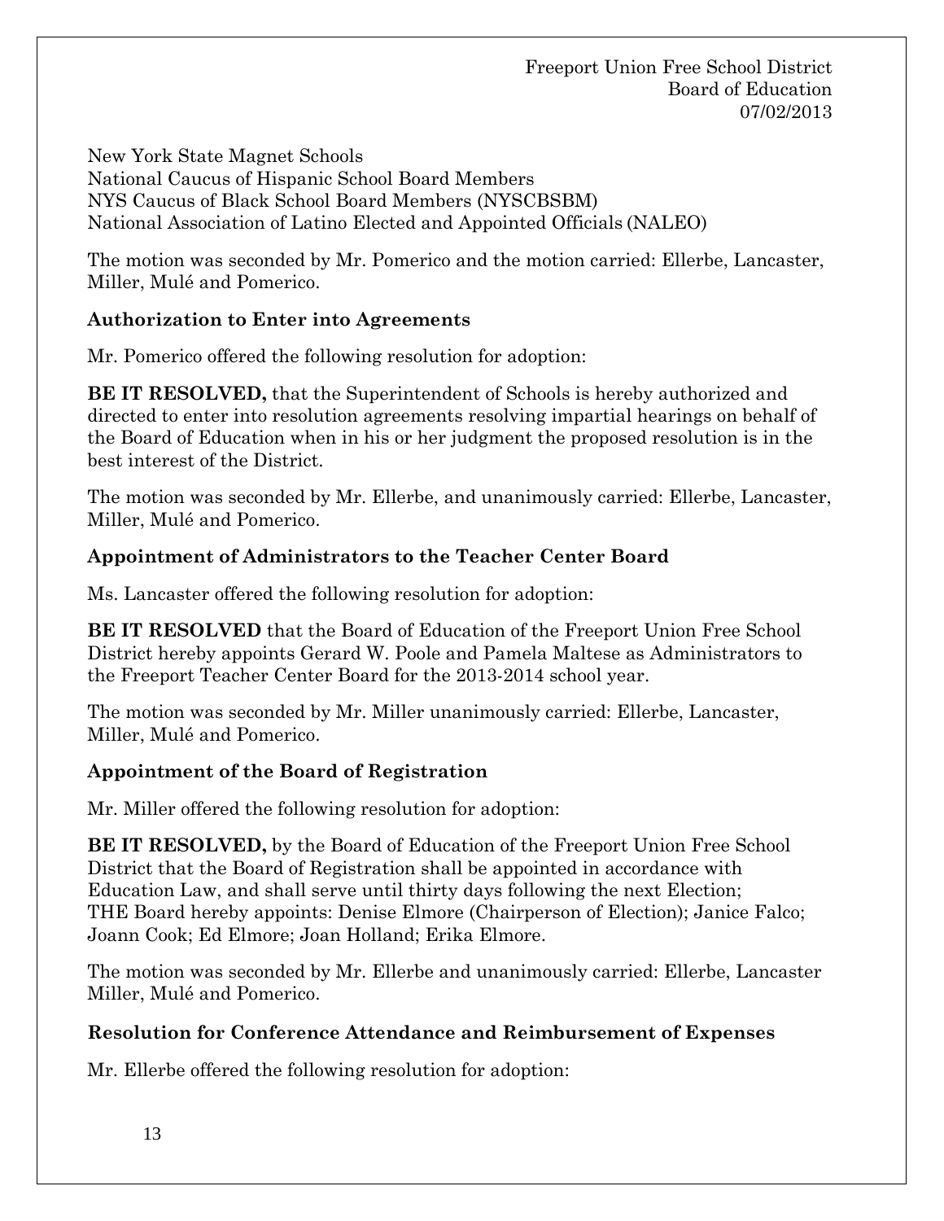New York State Magnet Schools
National Caucus of Hispanic School Board Members
NYS Caucus of Black School Board Members (NYSCBSBM)
National Association of Latino Elected and Appointed Officials (NALEO)

The motion was seconded by Mr. Pomerico and the motion carried: Ellerbe, Lancaster, Miller, Mulé and Pomerico.

**Authorization to Enter into Agreements**

Mr. Pomerico offered the following resolution for adoption:

**BE IT RESOLVED,** that the Superintendent of Schools is hereby authorized and directed to enter into resolution agreements resolving impartial hearings on behalf of the Board of Education when in his or her judgment the proposed resolution is in the best interest of the District.

The motion was seconded by Mr. Ellerbe, and unanimously carried: Ellerbe, Lancaster, Miller, Mulé and Pomerico.

**Appointment of Administrators to the Teacher Center Board**

Ms. Lancaster offered the following resolution for adoption:

**BE IT RESOLVED** that the Board of Education of the Freeport Union Free School District hereby appoints Gerard W. Poole and Pamela Maltese as Administrators to the Freeport Teacher Center Board for the 2013-2014 school year.

The motion was seconded by Mr. Miller unanimously carried: Ellerbe, Lancaster, Miller, Mulé and Pomerico.

**Appointment of the Board of Registration**

Mr. Miller offered the following resolution for adoption:

**BE IT RESOLVED,** by the Board of Education of the Freeport Union Free School District that the Board of Registration shall be appointed in accordance with Education Law, and shall serve until thirty days following the next Election; THE Board hereby appoints: Denise Elmore (Chairperson of Election); Janice Falco; Joann Cook; Ed Elmore; Joan Holland; Erika Elmore.

The motion was seconded by Mr. Ellerbe and unanimously carried: Ellerbe, Lancaster Miller, Mulé and Pomerico.

**Resolution for Conference Attendance and Reimbursement of Expenses**

Mr. Ellerbe offered the following resolution for adoption: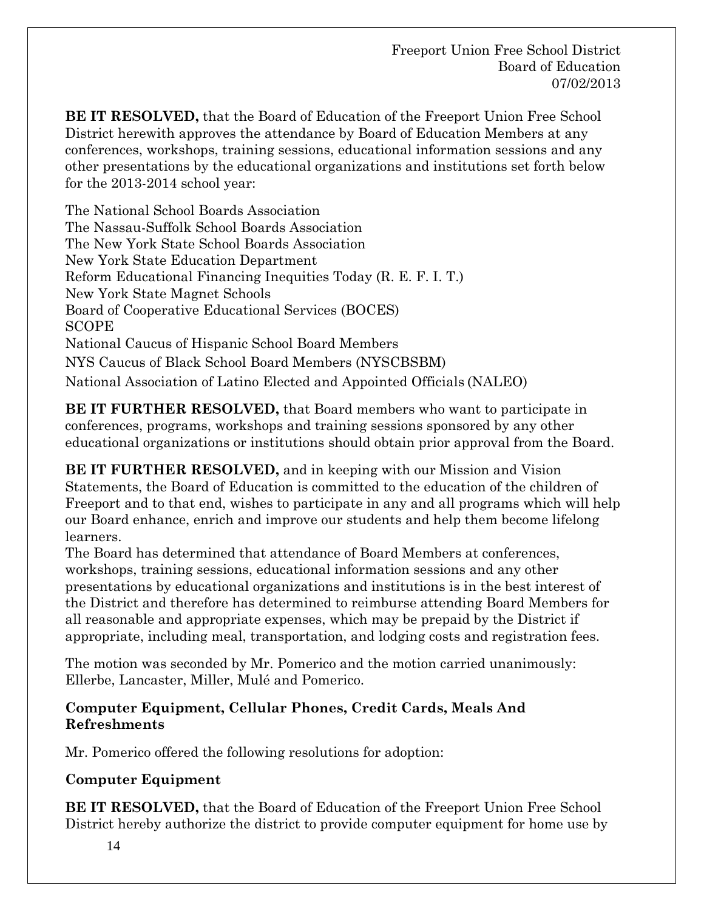**BE IT RESOLVED,** that the Board of Education of the Freeport Union Free School District herewith approves the attendance by Board of Education Members at any conferences, workshops, training sessions, educational information sessions and any other presentations by the educational organizations and institutions set forth below for the 2013-2014 school year:

The National School Boards Association
The Nassau-Suffolk School Boards Association
The New York State School Boards Association
New York State Education Department
Reform Educational Financing Inequities Today (R. E. F. I. T.)
New York State Magnet Schools
Board of Cooperative Educational Services (BOCES)
SCOPE
National Caucus of Hispanic School Board Members
NYS Caucus of Black School Board Members (NYSCBSBM)
National Association of Latino Elected and Appointed Officials (NALEO)

**BE IT FURTHER RESOLVED,** that Board members who want to participate in conferences, programs, workshops and training sessions sponsored by any other educational organizations or institutions should obtain prior approval from the Board.

**BE IT FURTHER RESOLVED,** and in keeping with our Mission and Vision Statements, the Board of Education is committed to the education of the children of Freeport and to that end, wishes to participate in any and all programs which will help our Board enhance, enrich and improve our students and help them become lifelong learners.
The Board has determined that attendance of Board Members at conferences, workshops, training sessions, educational information sessions and any other presentations by educational organizations and institutions is in the best interest of the District and therefore has determined to reimburse attending Board Members for all reasonable and appropriate expenses, which may be prepaid by the District if appropriate, including meal, transportation, and lodging costs and registration fees.

The motion was seconded by Mr. Pomerico and the motion carried unanimously: Ellerbe, Lancaster, Miller, Mulé and Pomerico.

### Computer Equipment, Cellular Phones, Credit Cards, Meals And Refreshments

Mr. Pomerico offered the following resolutions for adoption:

### Computer Equipment

**BE IT RESOLVED,** that the Board of Education of the Freeport Union Free School District hereby authorize the district to provide computer equipment for home use by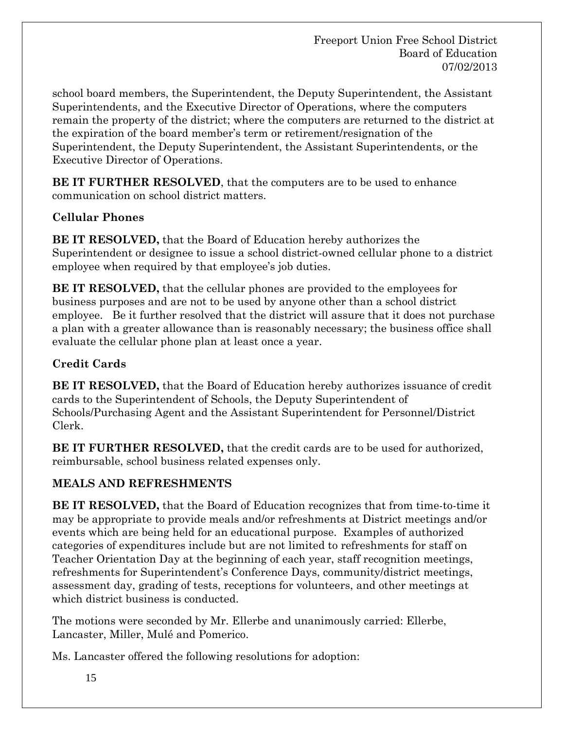school board members, the Superintendent, the Deputy Superintendent, the Assistant Superintendents, and the Executive Director of Operations, where the computers remain the property of the district; where the computers are returned to the district at the expiration of the board member's term or retirement/resignation of the Superintendent, the Deputy Superintendent, the Assistant Superintendents, or the Executive Director of Operations.

**BE IT FURTHER RESOLVED**, that the computers are to be used to enhance communication on school district matters.

**Cellular Phones**

**BE IT RESOLVED,** that the Board of Education hereby authorizes the Superintendent or designee to issue a school district-owned cellular phone to a district employee when required by that employee's job duties.

**BE IT RESOLVED,** that the cellular phones are provided to the employees for business purposes and are not to be used by anyone other than a school district employee. Be it further resolved that the district will assure that it does not purchase a plan with a greater allowance than is reasonably necessary; the business office shall evaluate the cellular phone plan at least once a year.

**Credit Cards**

**BE IT RESOLVED,** that the Board of Education hereby authorizes issuance of credit cards to the Superintendent of Schools, the Deputy Superintendent of Schools/Purchasing Agent and the Assistant Superintendent for Personnel/District Clerk.

**BE IT FURTHER RESOLVED,** that the credit cards are to be used for authorized, reimbursable, school business related expenses only.

**MEALS AND REFRESHMENTS**

**BE IT RESOLVED,** that the Board of Education recognizes that from time-to-time it may be appropriate to provide meals and/or refreshments at District meetings and/or events which are being held for an educational purpose. Examples of authorized categories of expenditures include but are not limited to refreshments for staff on Teacher Orientation Day at the beginning of each year, staff recognition meetings, refreshments for Superintendent's Conference Days, community/district meetings, assessment day, grading of tests, receptions for volunteers, and other meetings at which district business is conducted.

The motions were seconded by Mr. Ellerbe and unanimously carried: Ellerbe, Lancaster, Miller, Mulé and Pomerico.

Ms. Lancaster offered the following resolutions for adoption: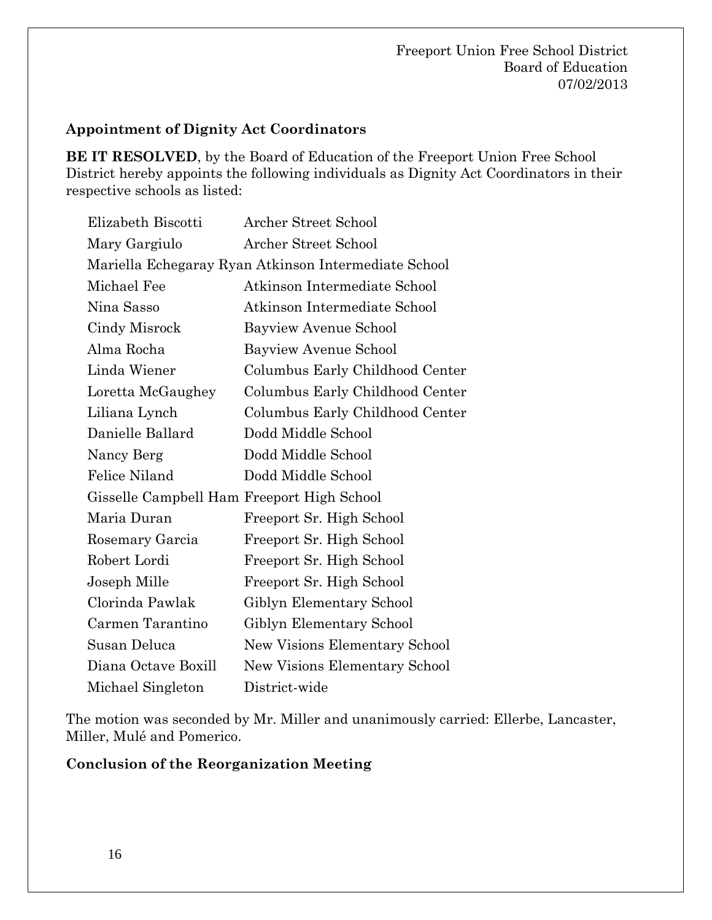Freeport Union Free School District
Board of Education
07/02/2013

**Appointment of Dignity Act Coordinators**

**BE IT RESOLVED**, by the Board of Education of the Freeport Union Free School District hereby appoints the following individuals as Dignity Act Coordinators in their respective schools as listed:

| | |
|---|---|
| Elizabeth Biscotti | Archer Street School |
| Mary Gargiulo | Archer Street School |
| Mariella Echegaray Ryan | Atkinson Intermediate School |
| Michael Fee | Atkinson Intermediate School |
| Nina Sasso | Atkinson Intermediate School |
| Cindy Misrock | Bayview Avenue School |
| Alma Rocha | Bayview Avenue School |
| Linda Wiener | Columbus Early Childhood Center |
| Loretta McGaughey | Columbus Early Childhood Center |
| Liliana Lynch | Columbus Early Childhood Center |
| Danielle Ballard | Dodd Middle School |
| Nancy Berg | Dodd Middle School |
| Felice Niland | Dodd Middle School |
| Gisselle Campbell Ham | Freeport High School |
| Maria Duran | Freeport Sr. High School |
| Rosemary Garcia | Freeport Sr. High School |
| Robert Lordi | Freeport Sr. High School |
| Joseph Mille | Freeport Sr. High School |
| Clorinda Pawlak | Giblyn Elementary School |
| Carmen Tarantino | Giblyn Elementary School |
| Susan Deluca | New Visions Elementary School |
| Diana Octave Boxill | New Visions Elementary School |
| Michael Singleton | District-wide |

The motion was seconded by Mr. Miller and unanimously carried: Ellerbe, Lancaster, Miller, Mulé and Pomerico.

**Conclusion of the Reorganization Meeting**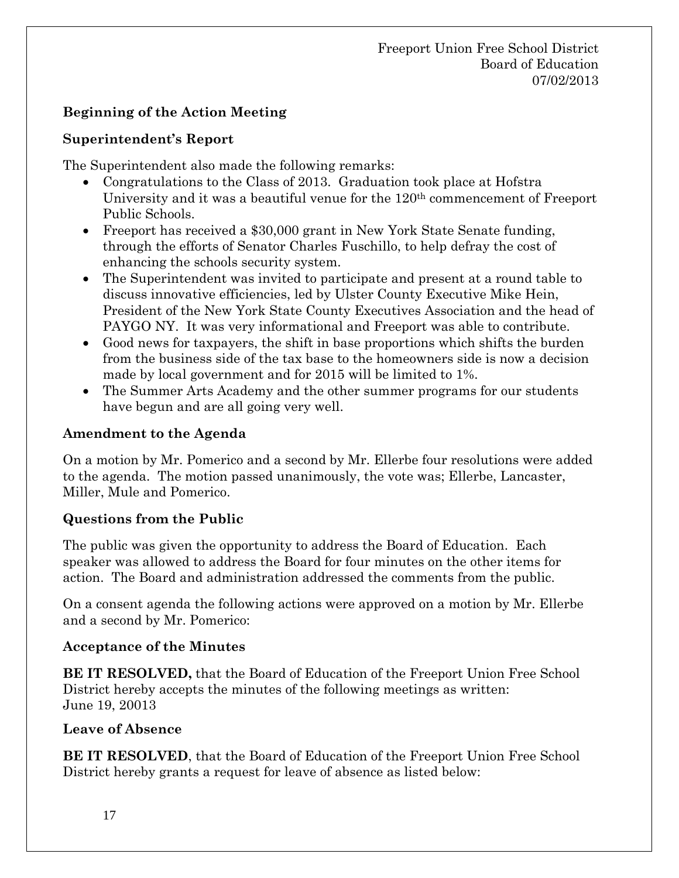Freeport Union Free School District
Board of Education
07/02/2013

**Beginning of the Action Meeting**

**Superintendent's Report**

The Superintendent also made the following remarks:

- Congratulations to the Class of 2013. Graduation took place at Hofstra University and it was a beautiful venue for the 120th commencement of Freeport Public Schools.
- Freeport has received a $30,000 grant in New York State Senate funding, through the efforts of Senator Charles Fuschillo, to help defray the cost of enhancing the schools security system.
- The Superintendent was invited to participate and present at a round table to discuss innovative efficiencies, led by Ulster County Executive Mike Hein, President of the New York State County Executives Association and the head of PAYGO NY. It was very informational and Freeport was able to contribute.
- Good news for taxpayers, the shift in base proportions which shifts the burden from the business side of the tax base to the homeowners side is now a decision made by local government and for 2015 will be limited to 1%.
- The Summer Arts Academy and the other summer programs for our students have begun and are all going very well.

**Amendment to the Agenda**

On a motion by Mr. Pomerico and a second by Mr. Ellerbe four resolutions were added to the agenda. The motion passed unanimously, the vote was; Ellerbe, Lancaster, Miller, Mule and Pomerico.

**Questions from the Public**

The public was given the opportunity to address the Board of Education. Each speaker was allowed to address the Board for four minutes on the other items for action. The Board and administration addressed the comments from the public.

On a consent agenda the following actions were approved on a motion by Mr. Ellerbe and a second by Mr. Pomerico:

**Acceptance of the Minutes**

**BE IT RESOLVED,** that the Board of Education of the Freeport Union Free School District hereby accepts the minutes of the following meetings as written:
June 19, 20013

**Leave of Absence**

**BE IT RESOLVED**, that the Board of Education of the Freeport Union Free School District hereby grants a request for leave of absence as listed below: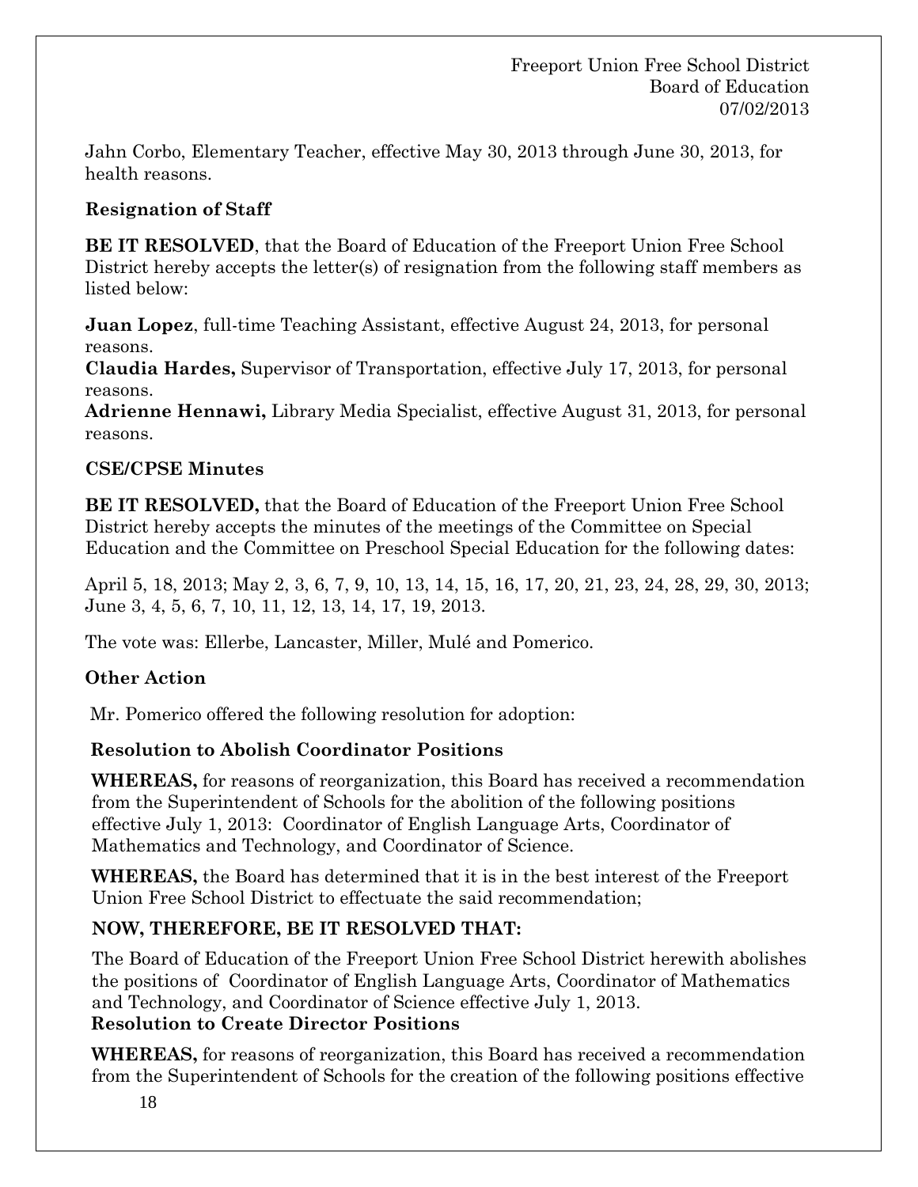Jahn Corbo, Elementary Teacher, effective May 30, 2013 through June 30, 2013, for health reasons.

**Resignation of Staff**

**BE IT RESOLVED**, that the Board of Education of the Freeport Union Free School District hereby accepts the letter(s) of resignation from the following staff members as listed below:

**Juan Lopez**, full-time Teaching Assistant, effective August 24, 2013, for personal reasons.
**Claudia Hardes,** Supervisor of Transportation, effective July 17, 2013, for personal reasons.
**Adrienne Hennawi,** Library Media Specialist, effective August 31, 2013, for personal reasons.

**CSE/CPSE Minutes**

**BE IT RESOLVED,** that the Board of Education of the Freeport Union Free School District hereby accepts the minutes of the meetings of the Committee on Special Education and the Committee on Preschool Special Education for the following dates:

April 5, 18, 2013; May 2, 3, 6, 7, 9, 10, 13, 14, 15, 16, 17, 20, 21, 23, 24, 28, 29, 30, 2013; June 3, 4, 5, 6, 7, 10, 11, 12, 13, 14, 17, 19, 2013.

The vote was: Ellerbe, Lancaster, Miller, Mulé and Pomerico.

**Other Action**

Mr. Pomerico offered the following resolution for adoption:

**Resolution to Abolish Coordinator Positions**

**WHEREAS,** for reasons of reorganization, this Board has received a recommendation from the Superintendent of Schools for the abolition of the following positions effective July 1, 2013: Coordinator of English Language Arts, Coordinator of Mathematics and Technology, and Coordinator of Science.

**WHEREAS,** the Board has determined that it is in the best interest of the Freeport Union Free School District to effectuate the said recommendation;

**NOW, THEREFORE, BE IT RESOLVED THAT:**

The Board of Education of the Freeport Union Free School District herewith abolishes the positions of Coordinator of English Language Arts, Coordinator of Mathematics and Technology, and Coordinator of Science effective July 1, 2013.

**Resolution to Create Director Positions**

**WHEREAS,** for reasons of reorganization, this Board has received a recommendation from the Superintendent of Schools for the creation of the following positions effective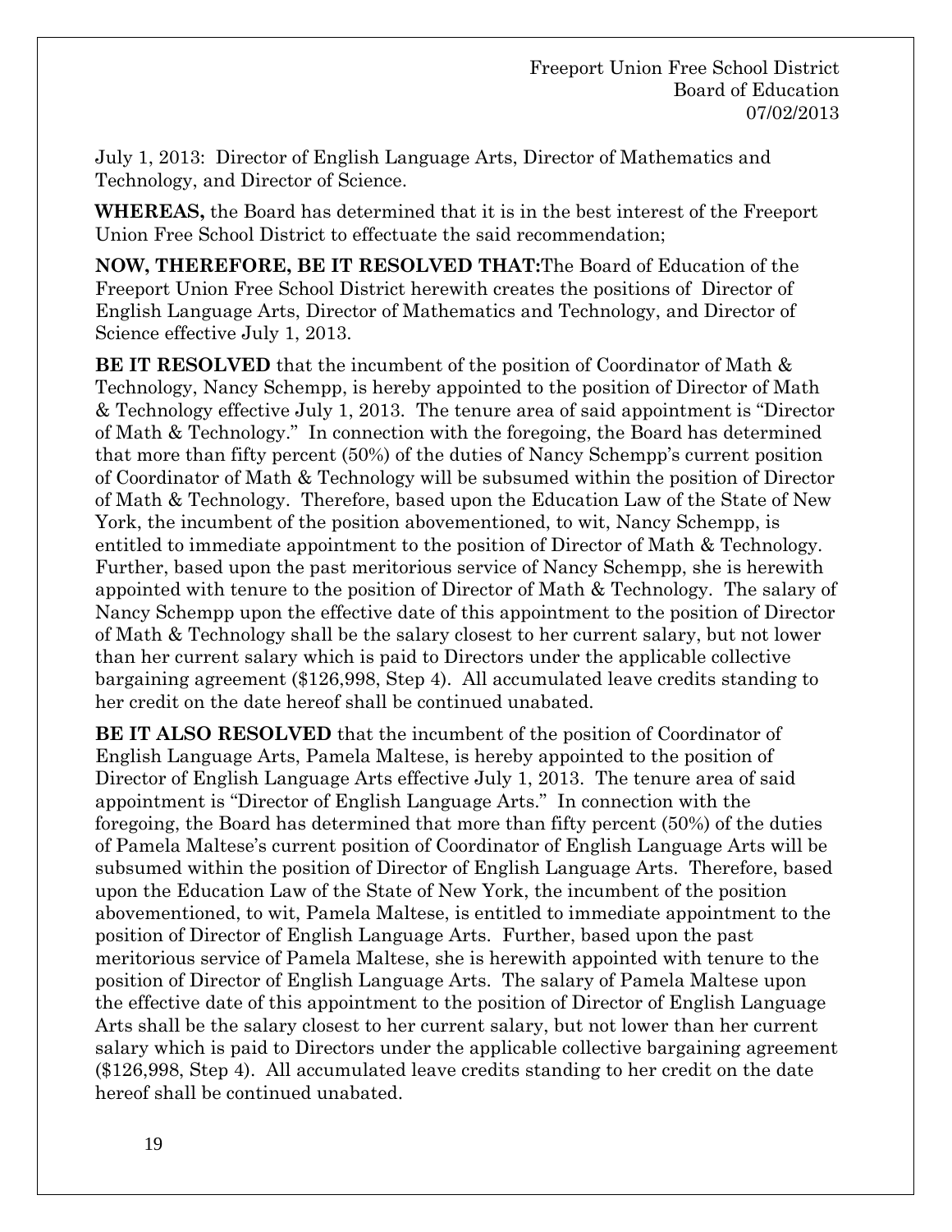July 1, 2013: Director of English Language Arts, Director of Mathematics and Technology, and Director of Science.

**WHEREAS,** the Board has determined that it is in the best interest of the Freeport Union Free School District to effectuate the said recommendation;

**NOW, THEREFORE, BE IT RESOLVED THAT:**The Board of Education of the Freeport Union Free School District herewith creates the positions of Director of English Language Arts, Director of Mathematics and Technology, and Director of Science effective July 1, 2013.

**BE IT RESOLVED** that the incumbent of the position of Coordinator of Math & Technology, Nancy Schempp, is hereby appointed to the position of Director of Math & Technology effective July 1, 2013. The tenure area of said appointment is "Director of Math & Technology." In connection with the foregoing, the Board has determined that more than fifty percent (50%) of the duties of Nancy Schempp's current position of Coordinator of Math & Technology will be subsumed within the position of Director of Math & Technology. Therefore, based upon the Education Law of the State of New York, the incumbent of the position abovementioned, to wit, Nancy Schempp, is entitled to immediate appointment to the position of Director of Math & Technology. Further, based upon the past meritorious service of Nancy Schempp, she is herewith appointed with tenure to the position of Director of Math & Technology. The salary of Nancy Schempp upon the effective date of this appointment to the position of Director of Math & Technology shall be the salary closest to her current salary, but not lower than her current salary which is paid to Directors under the applicable collective bargaining agreement ($126,998, Step 4). All accumulated leave credits standing to her credit on the date hereof shall be continued unabated.

**BE IT ALSO RESOLVED** that the incumbent of the position of Coordinator of English Language Arts, Pamela Maltese, is hereby appointed to the position of Director of English Language Arts effective July 1, 2013. The tenure area of said appointment is "Director of English Language Arts." In connection with the foregoing, the Board has determined that more than fifty percent (50%) of the duties of Pamela Maltese's current position of Coordinator of English Language Arts will be subsumed within the position of Director of English Language Arts. Therefore, based upon the Education Law of the State of New York, the incumbent of the position abovementioned, to wit, Pamela Maltese, is entitled to immediate appointment to the position of Director of English Language Arts. Further, based upon the past meritorious service of Pamela Maltese, she is herewith appointed with tenure to the position of Director of English Language Arts. The salary of Pamela Maltese upon the effective date of this appointment to the position of Director of English Language Arts shall be the salary closest to her current salary, but not lower than her current salary which is paid to Directors under the applicable collective bargaining agreement ($126,998, Step 4). All accumulated leave credits standing to her credit on the date hereof shall be continued unabated.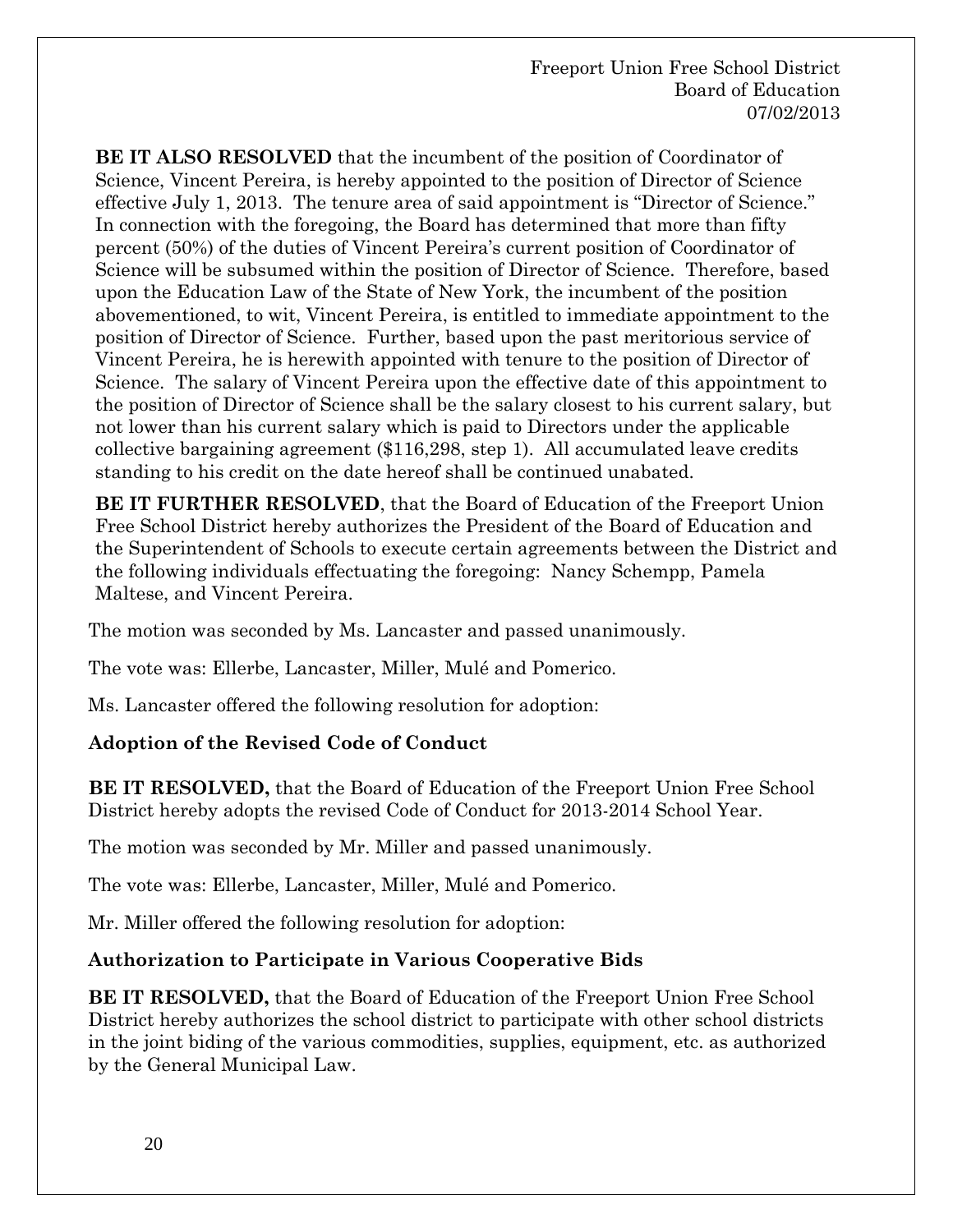**BE IT ALSO RESOLVED** that the incumbent of the position of Coordinator of Science, Vincent Pereira, is hereby appointed to the position of Director of Science effective July 1, 2013. The tenure area of said appointment is "Director of Science." In connection with the foregoing, the Board has determined that more than fifty percent (50%) of the duties of Vincent Pereira's current position of Coordinator of Science will be subsumed within the position of Director of Science. Therefore, based upon the Education Law of the State of New York, the incumbent of the position abovementioned, to wit, Vincent Pereira, is entitled to immediate appointment to the position of Director of Science. Further, based upon the past meritorious service of Vincent Pereira, he is herewith appointed with tenure to the position of Director of Science. The salary of Vincent Pereira upon the effective date of this appointment to the position of Director of Science shall be the salary closest to his current salary, but not lower than his current salary which is paid to Directors under the applicable collective bargaining agreement ($116,298, step 1). All accumulated leave credits standing to his credit on the date hereof shall be continued unabated.

**BE IT FURTHER RESOLVED**, that the Board of Education of the Freeport Union Free School District hereby authorizes the President of the Board of Education and the Superintendent of Schools to execute certain agreements between the District and the following individuals effectuating the foregoing: Nancy Schempp, Pamela Maltese, and Vincent Pereira.

The motion was seconded by Ms. Lancaster and passed unanimously.

The vote was: Ellerbe, Lancaster, Miller, Mulé and Pomerico.

Ms. Lancaster offered the following resolution for adoption:

**Adoption of the Revised Code of Conduct**

**BE IT RESOLVED,** that the Board of Education of the Freeport Union Free School District hereby adopts the revised Code of Conduct for 2013-2014 School Year.

The motion was seconded by Mr. Miller and passed unanimously.

The vote was: Ellerbe, Lancaster, Miller, Mulé and Pomerico.

Mr. Miller offered the following resolution for adoption:

**Authorization to Participate in Various Cooperative Bids**

**BE IT RESOLVED,** that the Board of Education of the Freeport Union Free School District hereby authorizes the school district to participate with other school districts in the joint biding of the various commodities, supplies, equipment, etc. as authorized by the General Municipal Law.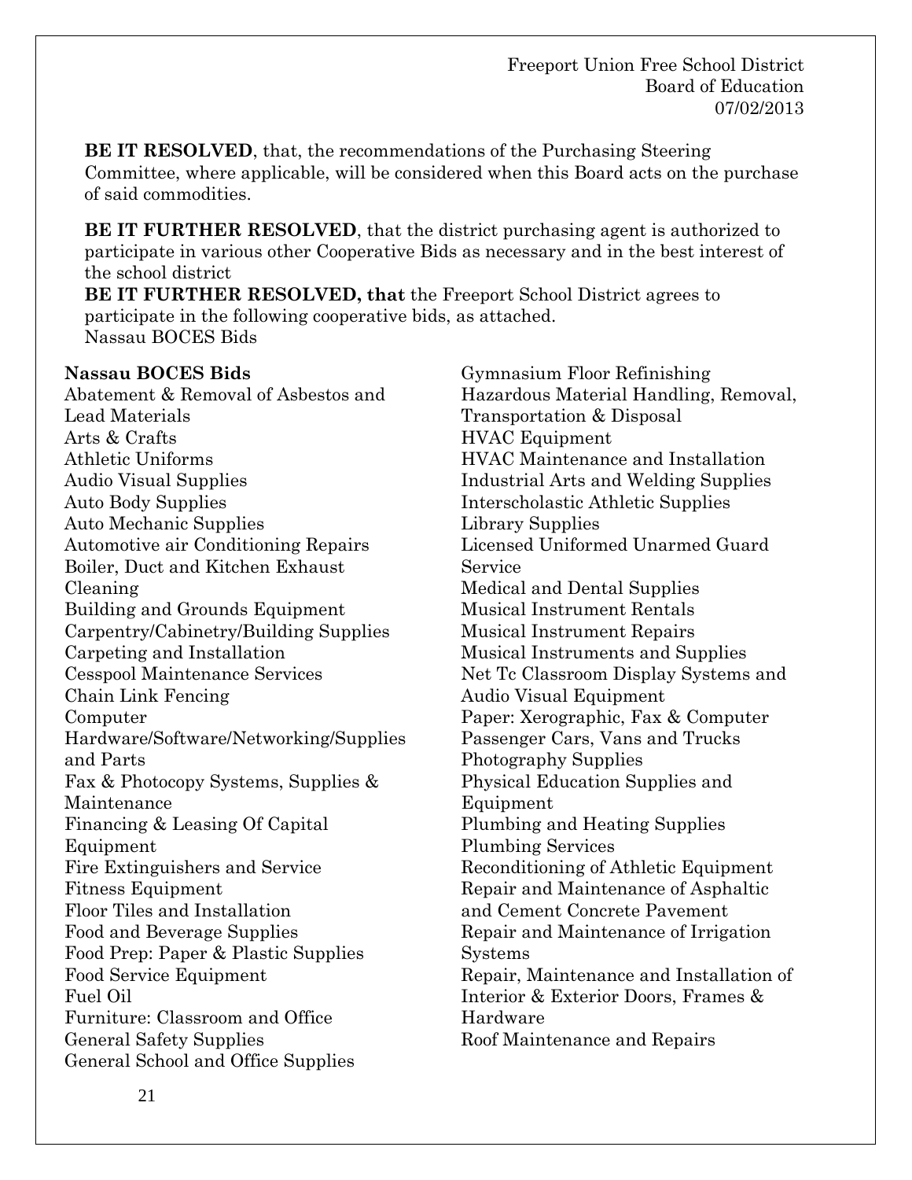**BE IT RESOLVED**, that, the recommendations of the Purchasing Steering Committee, where applicable, will be considered when this Board acts on the purchase of said commodities.

**BE IT FURTHER RESOLVED**, that the district purchasing agent is authorized to participate in various other Cooperative Bids as necessary and in the best interest of the school district

**BE IT FURTHER RESOLVED, that** the Freeport School District agrees to participate in the following cooperative bids, as attached.

Nassau BOCES Bids

**Nassau BOCES Bids**

Abatement & Removal of Asbestos and Lead Materials
Arts & Crafts
Athletic Uniforms
Audio Visual Supplies
Auto Body Supplies
Auto Mechanic Supplies
Automotive air Conditioning Repairs
Boiler, Duct and Kitchen Exhaust Cleaning
Building and Grounds Equipment
Carpentry/Cabinetry/Building Supplies
Carpeting and Installation
Cesspool Maintenance Services
Chain Link Fencing
Computer Hardware/Software/Networking/Supplies and Parts
Fax & Photocopy Systems, Supplies & Maintenance
Financing & Leasing Of Capital Equipment
Fire Extinguishers and Service
Fitness Equipment
Floor Tiles and Installation
Food and Beverage Supplies
Food Prep: Paper & Plastic Supplies
Food Service Equipment
Fuel Oil
Furniture: Classroom and Office
General Safety Supplies
General School and Office Supplies
Gymnasium Floor Refinishing
Hazardous Material Handling, Removal, Transportation & Disposal
HVAC Equipment
HVAC Maintenance and Installation
Industrial Arts and Welding Supplies
Interscholastic Athletic Supplies
Library Supplies
Licensed Uniformed Unarmed Guard Service
Medical and Dental Supplies
Musical Instrument Rentals
Musical Instrument Repairs
Musical Instruments and Supplies
Net Tc Classroom Display Systems and Audio Visual Equipment
Paper: Xerographic, Fax & Computer
Passenger Cars, Vans and Trucks
Photography Supplies
Physical Education Supplies and Equipment
Plumbing and Heating Supplies
Plumbing Services
Reconditioning of Athletic Equipment
Repair and Maintenance of Asphaltic and Cement Concrete Pavement
Repair and Maintenance of Irrigation Systems
Repair, Maintenance and Installation of Interior & Exterior Doors, Frames & Hardware
Roof Maintenance and Repairs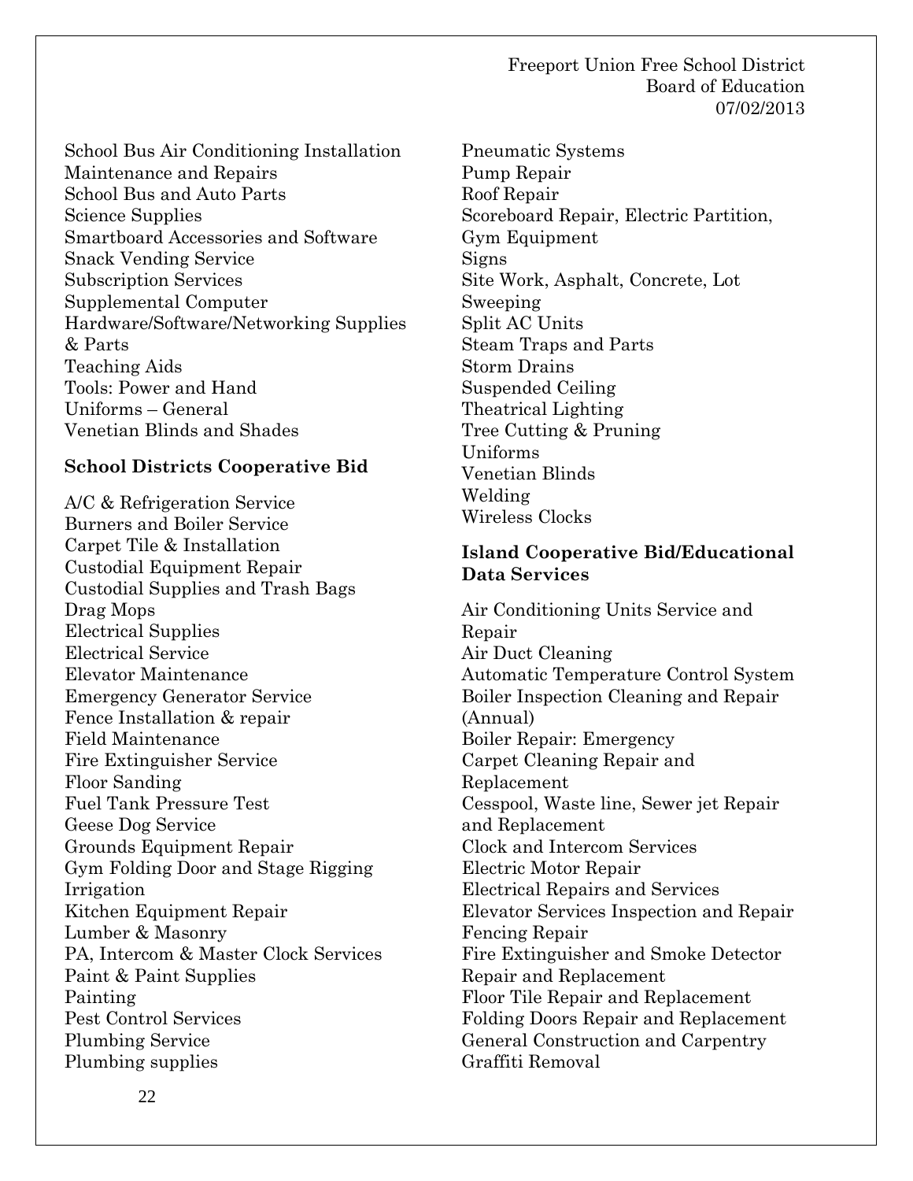School Bus Air Conditioning Installation Maintenance and Repairs
School Bus and Auto Parts
Science Supplies
Smartboard Accessories and Software
Snack Vending Service
Subscription Services
Supplemental Computer Hardware/Software/Networking Supplies & Parts
Teaching Aids
Tools: Power and Hand
Uniforms – General
Venetian Blinds and Shades

**School Districts Cooperative Bid**

A/C & Refrigeration Service
Burners and Boiler Service
Carpet Tile & Installation
Custodial Equipment Repair
Custodial Supplies and Trash Bags
Drag Mops
Electrical Supplies
Electrical Service
Elevator Maintenance
Emergency Generator Service
Fence Installation & repair
Field Maintenance
Fire Extinguisher Service
Floor Sanding
Fuel Tank Pressure Test
Geese Dog Service
Grounds Equipment Repair
Gym Folding Door and Stage Rigging
Irrigation
Kitchen Equipment Repair
Lumber & Masonry
PA, Intercom & Master Clock Services
Paint & Paint Supplies
Painting
Pest Control Services
Plumbing Service
Plumbing supplies
Pneumatic Systems
Pump Repair
Roof Repair
Scoreboard Repair, Electric Partition, Gym Equipment
Signs
Site Work, Asphalt, Concrete, Lot Sweeping
Split AC Units
Steam Traps and Parts
Storm Drains
Suspended Ceiling
Theatrical Lighting
Tree Cutting & Pruning
Uniforms
Venetian Blinds
Welding
Wireless Clocks

**Island Cooperative Bid/Educational Data Services**

Air Conditioning Units Service and Repair
Air Duct Cleaning
Automatic Temperature Control System
Boiler Inspection Cleaning and Repair (Annual)
Boiler Repair: Emergency
Carpet Cleaning Repair and Replacement
Cesspool, Waste line, Sewer jet Repair and Replacement
Clock and Intercom Services
Electric Motor Repair
Electrical Repairs and Services
Elevator Services Inspection and Repair
Fencing Repair
Fire Extinguisher and Smoke Detector Repair and Replacement
Floor Tile Repair and Replacement
Folding Doors Repair and Replacement
General Construction and Carpentry
Graffiti Removal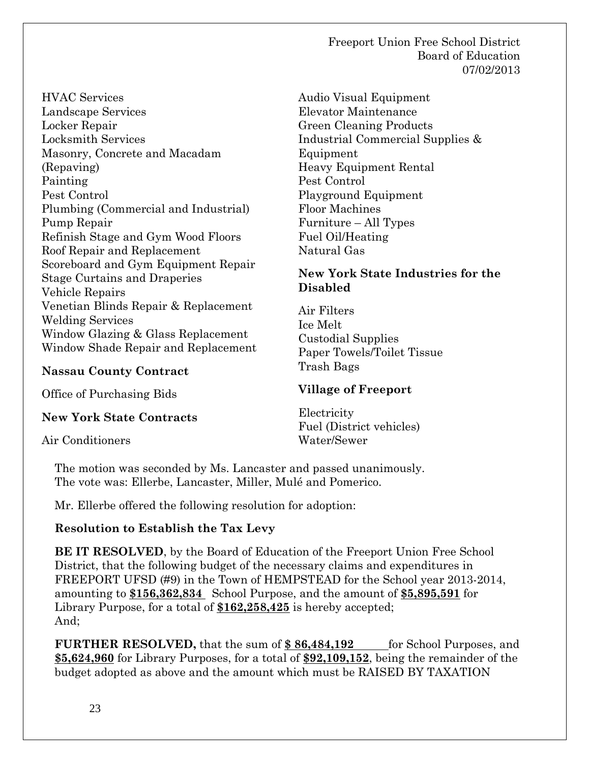HVAC Services
Landscape Services
Locker Repair
Locksmith Services
Masonry, Concrete and Macadam (Repaving)
Painting
Pest Control
Plumbing (Commercial and Industrial)
Pump Repair
Refinish Stage and Gym Wood Floors
Roof Repair and Replacement
Scoreboard and Gym Equipment Repair
Stage Curtains and Draperies
Vehicle Repairs
Venetian Blinds Repair & Replacement
Welding Services
Window Glazing & Glass Replacement
Window Shade Repair and Replacement

**Nassau County Contract**

Office of Purchasing Bids

**New York State Contracts**

Air Conditioners
Audio Visual Equipment
Elevator Maintenance
Green Cleaning Products
Industrial Commercial Supplies & Equipment
Heavy Equipment Rental
Pest Control
Playground Equipment
Floor Machines
Furniture – All Types
Fuel Oil/Heating
Natural Gas

**New York State Industries for the Disabled**

Air Filters
Ice Melt
Custodial Supplies
Paper Towels/Toilet Tissue
Trash Bags

**Village of Freeport**

Electricity
Fuel (District vehicles)
Water/Sewer

The motion was seconded by Ms. Lancaster and passed unanimously.
The vote was: Ellerbe, Lancaster, Miller, Mulé and Pomerico.

Mr. Ellerbe offered the following resolution for adoption:

**Resolution to Establish the Tax Levy**

**BE IT RESOLVED**, by the Board of Education of the Freeport Union Free School District, that the following budget of the necessary claims and expenditures in FREEPORT UFSD (#9) in the Town of HEMPSTEAD for the School year 2013-2014, amounting to **$156,362,834** School Purpose, and the amount of **$5,895,591** for Library Purpose, for a total of **$162,258,425** is hereby accepted;
And;

**FURTHER RESOLVED,** that the sum of **$ 86,484,192** for School Purposes, and **$5,624,960** for Library Purposes, for a total of **$92,109,152**, being the remainder of the budget adopted as above and the amount which must be RAISED BY TAXATION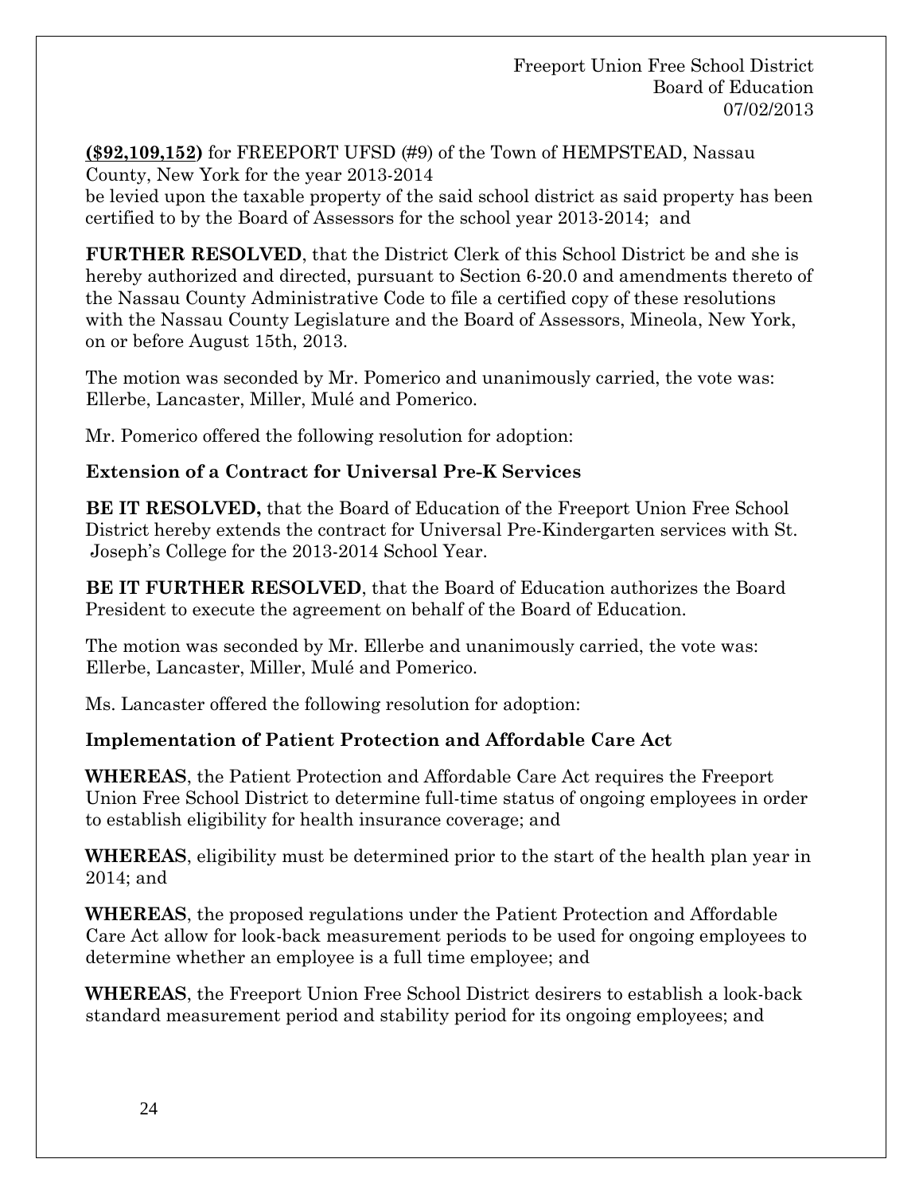**($92,109,152)** for FREEPORT UFSD (#9) of the Town of HEMPSTEAD, Nassau County, New York for the year 2013-2014
be levied upon the taxable property of the said school district as said property has been certified to by the Board of Assessors for the school year 2013-2014; and

**FURTHER RESOLVED**, that the District Clerk of this School District be and she is hereby authorized and directed, pursuant to Section 6-20.0 and amendments thereto of the Nassau County Administrative Code to file a certified copy of these resolutions with the Nassau County Legislature and the Board of Assessors, Mineola, New York, on or before August 15th, 2013.

The motion was seconded by Mr. Pomerico and unanimously carried, the vote was: Ellerbe, Lancaster, Miller, Mulé and Pomerico.

Mr. Pomerico offered the following resolution for adoption:

**Extension of a Contract for Universal Pre-K Services**

**BE IT RESOLVED,** that the Board of Education of the Freeport Union Free School District hereby extends the contract for Universal Pre-Kindergarten services with St. Joseph's College for the 2013-2014 School Year.

**BE IT FURTHER RESOLVED**, that the Board of Education authorizes the Board President to execute the agreement on behalf of the Board of Education.

The motion was seconded by Mr. Ellerbe and unanimously carried, the vote was: Ellerbe, Lancaster, Miller, Mulé and Pomerico.

Ms. Lancaster offered the following resolution for adoption:

**Implementation of Patient Protection and Affordable Care Act**

**WHEREAS**, the Patient Protection and Affordable Care Act requires the Freeport Union Free School District to determine full-time status of ongoing employees in order to establish eligibility for health insurance coverage; and

**WHEREAS**, eligibility must be determined prior to the start of the health plan year in 2014; and

**WHEREAS**, the proposed regulations under the Patient Protection and Affordable Care Act allow for look-back measurement periods to be used for ongoing employees to determine whether an employee is a full time employee; and

**WHEREAS**, the Freeport Union Free School District desirers to establish a look-back standard measurement period and stability period for its ongoing employees; and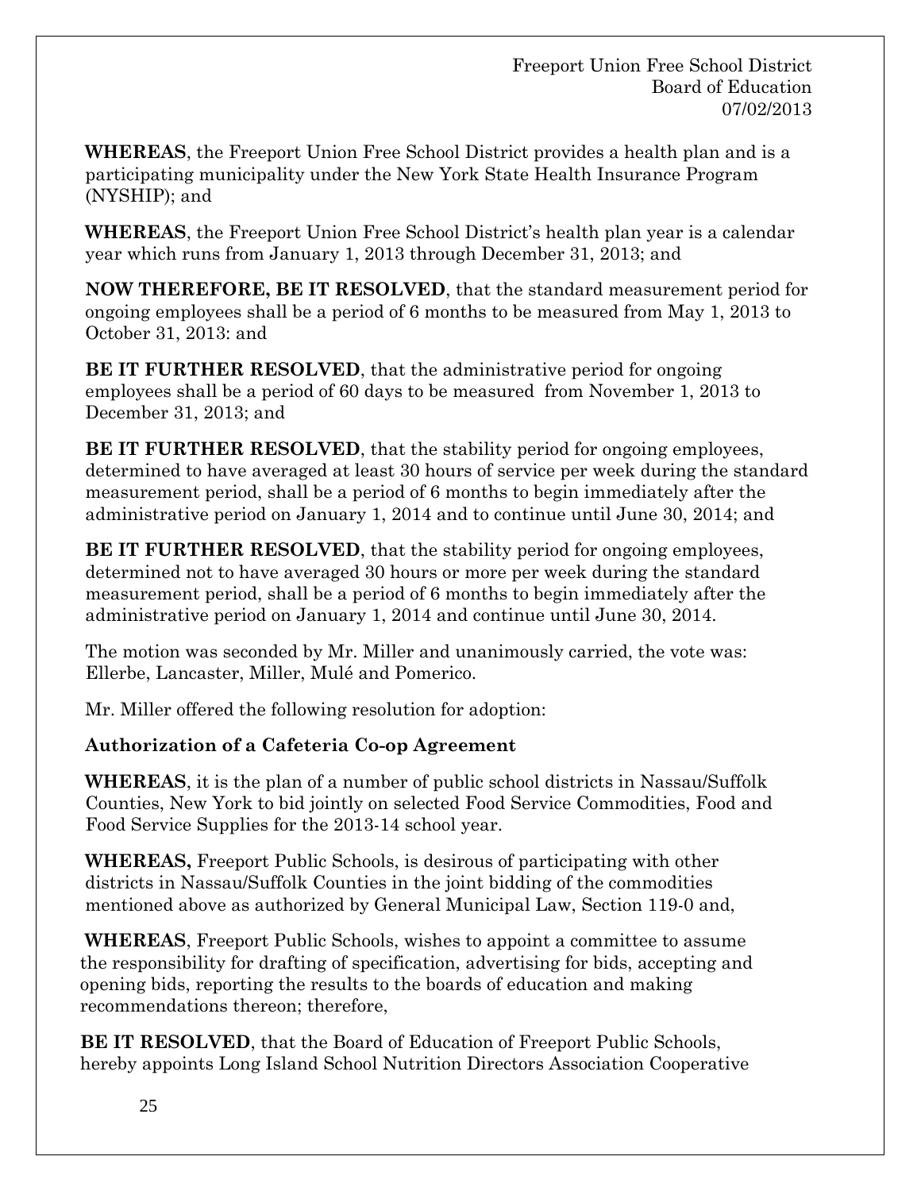**WHEREAS**, the Freeport Union Free School District provides a health plan and is a participating municipality under the New York State Health Insurance Program (NYSHIP); and

**WHEREAS**, the Freeport Union Free School District's health plan year is a calendar year which runs from January 1, 2013 through December 31, 2013; and

**NOW THEREFORE, BE IT RESOLVED**, that the standard measurement period for ongoing employees shall be a period of 6 months to be measured from May 1, 2013 to October 31, 2013: and

**BE IT FURTHER RESOLVED**, that the administrative period for ongoing employees shall be a period of 60 days to be measured from November 1, 2013 to December 31, 2013; and

**BE IT FURTHER RESOLVED**, that the stability period for ongoing employees, determined to have averaged at least 30 hours of service per week during the standard measurement period, shall be a period of 6 months to begin immediately after the administrative period on January 1, 2014 and to continue until June 30, 2014; and

**BE IT FURTHER RESOLVED**, that the stability period for ongoing employees, determined not to have averaged 30 hours or more per week during the standard measurement period, shall be a period of 6 months to begin immediately after the administrative period on January 1, 2014 and continue until June 30, 2014.

The motion was seconded by Mr. Miller and unanimously carried, the vote was: Ellerbe, Lancaster, Miller, Mulé and Pomerico.

Mr. Miller offered the following resolution for adoption:

**Authorization of a Cafeteria Co-op Agreement**

**WHEREAS**, it is the plan of a number of public school districts in Nassau/Suffolk Counties, New York to bid jointly on selected Food Service Commodities, Food and Food Service Supplies for the 2013-14 school year.

**WHEREAS,** Freeport Public Schools, is desirous of participating with other districts in Nassau/Suffolk Counties in the joint bidding of the commodities mentioned above as authorized by General Municipal Law, Section 119-0 and,

**WHEREAS**, Freeport Public Schools, wishes to appoint a committee to assume the responsibility for drafting of specification, advertising for bids, accepting and opening bids, reporting the results to the boards of education and making recommendations thereon; therefore,

**BE IT RESOLVED**, that the Board of Education of Freeport Public Schools, hereby appoints Long Island School Nutrition Directors Association Cooperative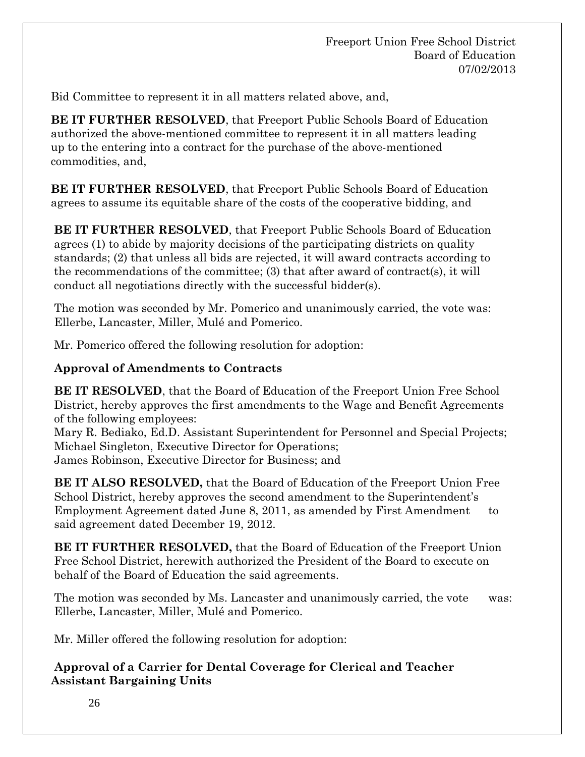Bid Committee to represent it in all matters related above, and,

**BE IT FURTHER RESOLVED**, that Freeport Public Schools Board of Education authorized the above-mentioned committee to represent it in all matters leading up to the entering into a contract for the purchase of the above-mentioned commodities, and,

**BE IT FURTHER RESOLVED**, that Freeport Public Schools Board of Education agrees to assume its equitable share of the costs of the cooperative bidding, and

**BE IT FURTHER RESOLVED**, that Freeport Public Schools Board of Education agrees (1) to abide by majority decisions of the participating districts on quality standards; (2) that unless all bids are rejected, it will award contracts according to the recommendations of the committee; (3) that after award of contract(s), it will conduct all negotiations directly with the successful bidder(s).

The motion was seconded by Mr. Pomerico and unanimously carried, the vote was: Ellerbe, Lancaster, Miller, Mulé and Pomerico.

Mr. Pomerico offered the following resolution for adoption:

**Approval of Amendments to Contracts**

**BE IT RESOLVED**, that the Board of Education of the Freeport Union Free School District, hereby approves the first amendments to the Wage and Benefit Agreements of the following employees:
Mary R. Bediako, Ed.D. Assistant Superintendent for Personnel and Special Projects;
Michael Singleton, Executive Director for Operations;
James Robinson, Executive Director for Business; and

**BE IT ALSO RESOLVED,** that the Board of Education of the Freeport Union Free School District, hereby approves the second amendment to the Superintendent's Employment Agreement dated June 8, 2011, as amended by First Amendment to said agreement dated December 19, 2012.

**BE IT FURTHER RESOLVED,** that the Board of Education of the Freeport Union Free School District, herewith authorized the President of the Board to execute on behalf of the Board of Education the said agreements.

The motion was seconded by Ms. Lancaster and unanimously carried, the vote was: Ellerbe, Lancaster, Miller, Mulé and Pomerico.

Mr. Miller offered the following resolution for adoption:

**Approval of a Carrier for Dental Coverage for Clerical and Teacher Assistant Bargaining Units**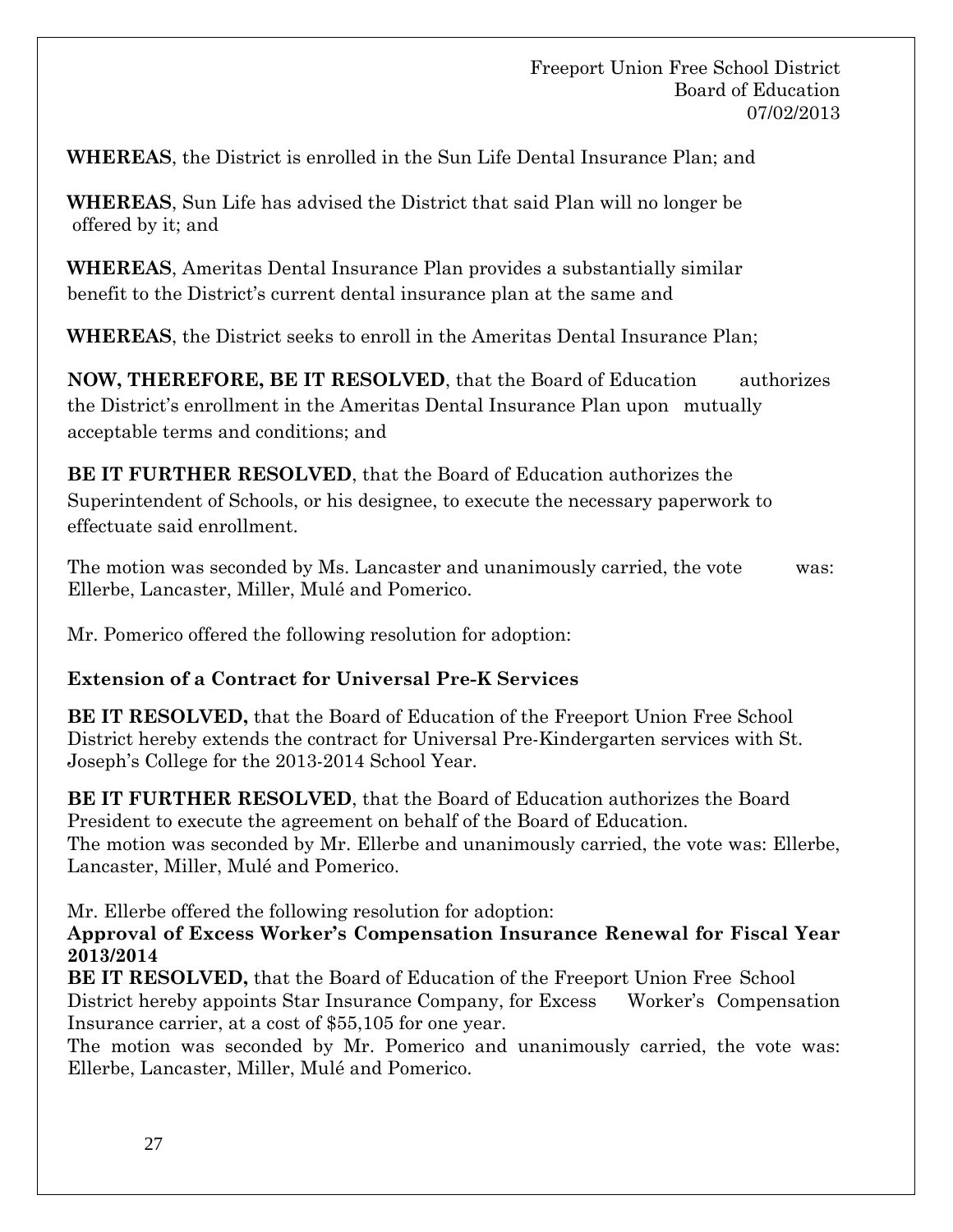**WHEREAS**, the District is enrolled in the Sun Life Dental Insurance Plan; and

**WHEREAS**, Sun Life has advised the District that said Plan will no longer be offered by it; and

**WHEREAS**, Ameritas Dental Insurance Plan provides a substantially similar benefit to the District's current dental insurance plan at the same and

**WHEREAS**, the District seeks to enroll in the Ameritas Dental Insurance Plan;

**NOW, THEREFORE, BE IT RESOLVED**, that the Board of Education authorizes the District's enrollment in the Ameritas Dental Insurance Plan upon mutually acceptable terms and conditions; and

**BE IT FURTHER RESOLVED**, that the Board of Education authorizes the Superintendent of Schools, or his designee, to execute the necessary paperwork to effectuate said enrollment.

The motion was seconded by Ms. Lancaster and unanimously carried, the vote was: Ellerbe, Lancaster, Miller, Mulé and Pomerico.

Mr. Pomerico offered the following resolution for adoption:

**Extension of a Contract for Universal Pre-K Services**

**BE IT RESOLVED,** that the Board of Education of the Freeport Union Free School District hereby extends the contract for Universal Pre-Kindergarten services with St. Joseph's College for the 2013-2014 School Year.

**BE IT FURTHER RESOLVED**, that the Board of Education authorizes the Board President to execute the agreement on behalf of the Board of Education.
The motion was seconded by Mr. Ellerbe and unanimously carried, the vote was: Ellerbe, Lancaster, Miller, Mulé and Pomerico.

Mr. Ellerbe offered the following resolution for adoption:

**Approval of Excess Worker's Compensation Insurance Renewal for Fiscal Year 2013/2014**

**BE IT RESOLVED,** that the Board of Education of the Freeport Union Free School District hereby appoints Star Insurance Company, for Excess Worker's Compensation Insurance carrier, at a cost of $55,105 for one year.
The motion was seconded by Mr. Pomerico and unanimously carried, the vote was: Ellerbe, Lancaster, Miller, Mulé and Pomerico.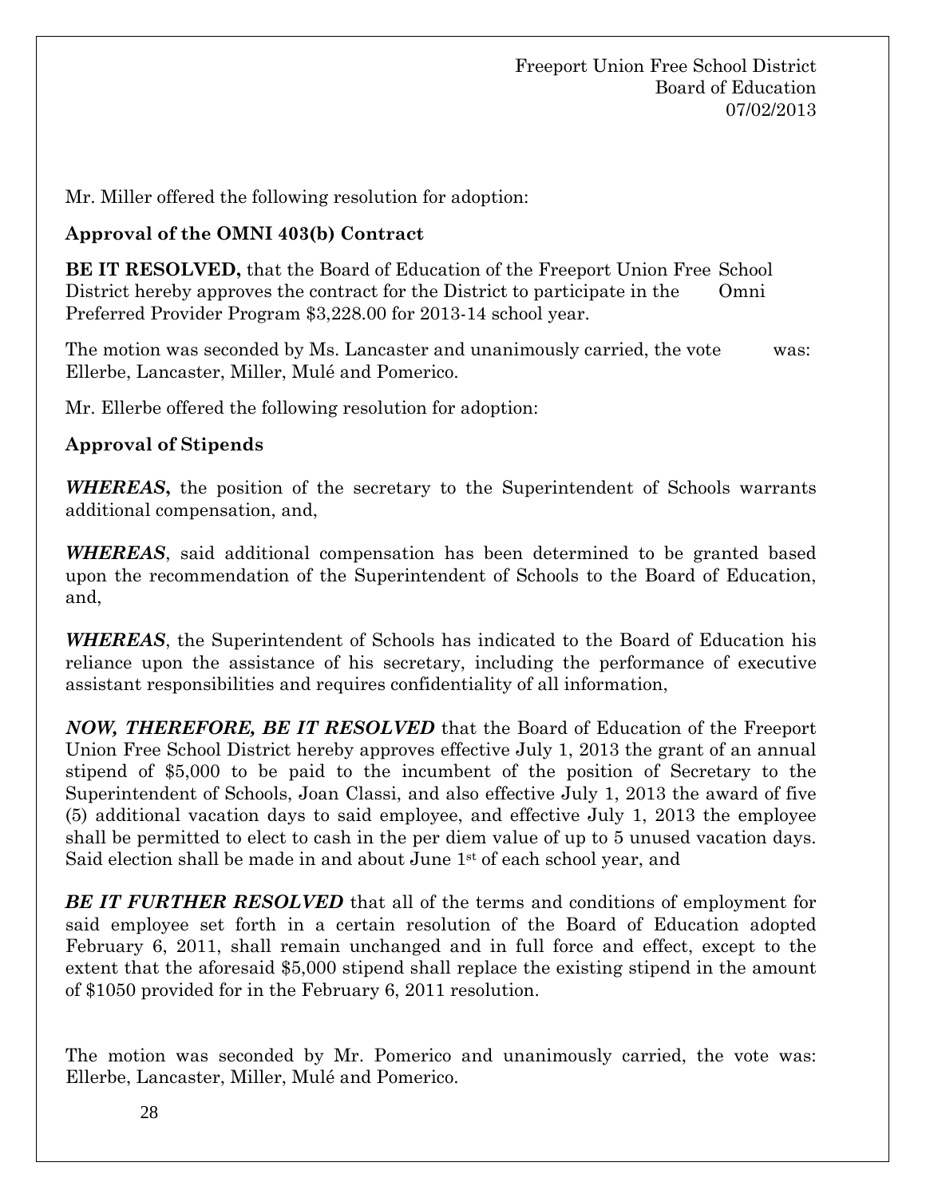Mr. Miller offered the following resolution for adoption:

**Approval of the OMNI 403(b) Contract**

**BE IT RESOLVED,** that the Board of Education of the Freeport Union Free School District hereby approves the contract for the District to participate in the Omni Preferred Provider Program $3,228.00 for 2013-14 school year.

The motion was seconded by Ms. Lancaster and unanimously carried, the vote was: Ellerbe, Lancaster, Miller, Mulé and Pomerico.

Mr. Ellerbe offered the following resolution for adoption:

**Approval of Stipends**

***WHEREAS*,** the position of the secretary to the Superintendent of Schools warrants additional compensation, and,

***WHEREAS***, said additional compensation has been determined to be granted based upon the recommendation of the Superintendent of Schools to the Board of Education, and,

***WHEREAS***, the Superintendent of Schools has indicated to the Board of Education his reliance upon the assistance of his secretary, including the performance of executive assistant responsibilities and requires confidentiality of all information,

***NOW, THEREFORE, BE IT RESOLVED*** that the Board of Education of the Freeport Union Free School District hereby approves effective July 1, 2013 the grant of an annual stipend of $5,000 to be paid to the incumbent of the position of Secretary to the Superintendent of Schools, Joan Classi, and also effective July 1, 2013 the award of five (5) additional vacation days to said employee, and effective July 1, 2013 the employee shall be permitted to elect to cash in the per diem value of up to 5 unused vacation days. Said election shall be made in and about June 1st of each school year, and

***BE IT FURTHER RESOLVED*** that all of the terms and conditions of employment for said employee set forth in a certain resolution of the Board of Education adopted February 6, 2011, shall remain unchanged and in full force and effect, except to the extent that the aforesaid $5,000 stipend shall replace the existing stipend in the amount of $1050 provided for in the February 6, 2011 resolution.

The motion was seconded by Mr. Pomerico and unanimously carried, the vote was: Ellerbe, Lancaster, Miller, Mulé and Pomerico.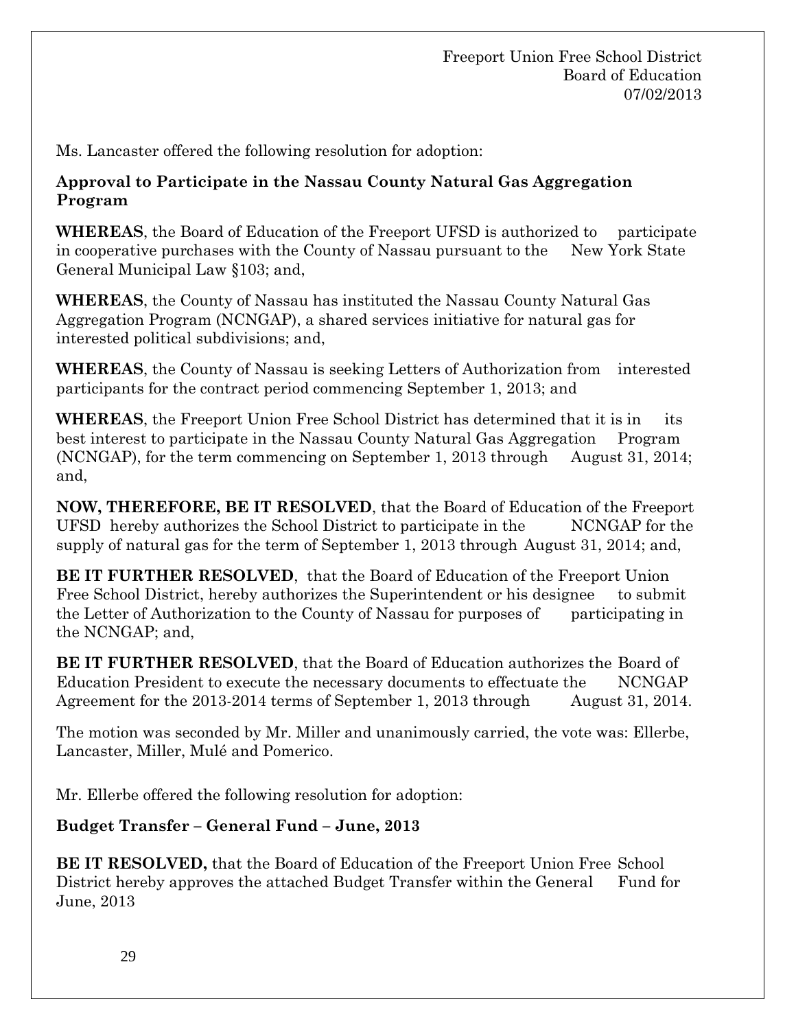Ms. Lancaster offered the following resolution for adoption:

**Approval to Participate in the Nassau County Natural Gas Aggregation Program**

**WHEREAS**, the Board of Education of the Freeport UFSD is authorized to participate in cooperative purchases with the County of Nassau pursuant to the New York State General Municipal Law §103; and,

**WHEREAS**, the County of Nassau has instituted the Nassau County Natural Gas Aggregation Program (NCNGAP), a shared services initiative for natural gas for interested political subdivisions; and,

**WHEREAS**, the County of Nassau is seeking Letters of Authorization from interested participants for the contract period commencing September 1, 2013; and

**WHEREAS**, the Freeport Union Free School District has determined that it is in its best interest to participate in the Nassau County Natural Gas Aggregation Program (NCNGAP), for the term commencing on September 1, 2013 through August 31, 2014; and,

**NOW, THEREFORE, BE IT RESOLVED**, that the Board of Education of the Freeport UFSD hereby authorizes the School District to participate in the NCNGAP for the supply of natural gas for the term of September 1, 2013 through August 31, 2014; and,

**BE IT FURTHER RESOLVED**, that the Board of Education of the Freeport Union Free School District, hereby authorizes the Superintendent or his designee to submit the Letter of Authorization to the County of Nassau for purposes of participating in the NCNGAP; and,

**BE IT FURTHER RESOLVED**, that the Board of Education authorizes the Board of Education President to execute the necessary documents to effectuate the NCNGAP Agreement for the 2013-2014 terms of September 1, 2013 through August 31, 2014.

The motion was seconded by Mr. Miller and unanimously carried, the vote was: Ellerbe, Lancaster, Miller, Mulé and Pomerico.

Mr. Ellerbe offered the following resolution for adoption:

**Budget Transfer – General Fund – June, 2013**

**BE IT RESOLVED,** that the Board of Education of the Freeport Union Free School District hereby approves the attached Budget Transfer within the General Fund for June, 2013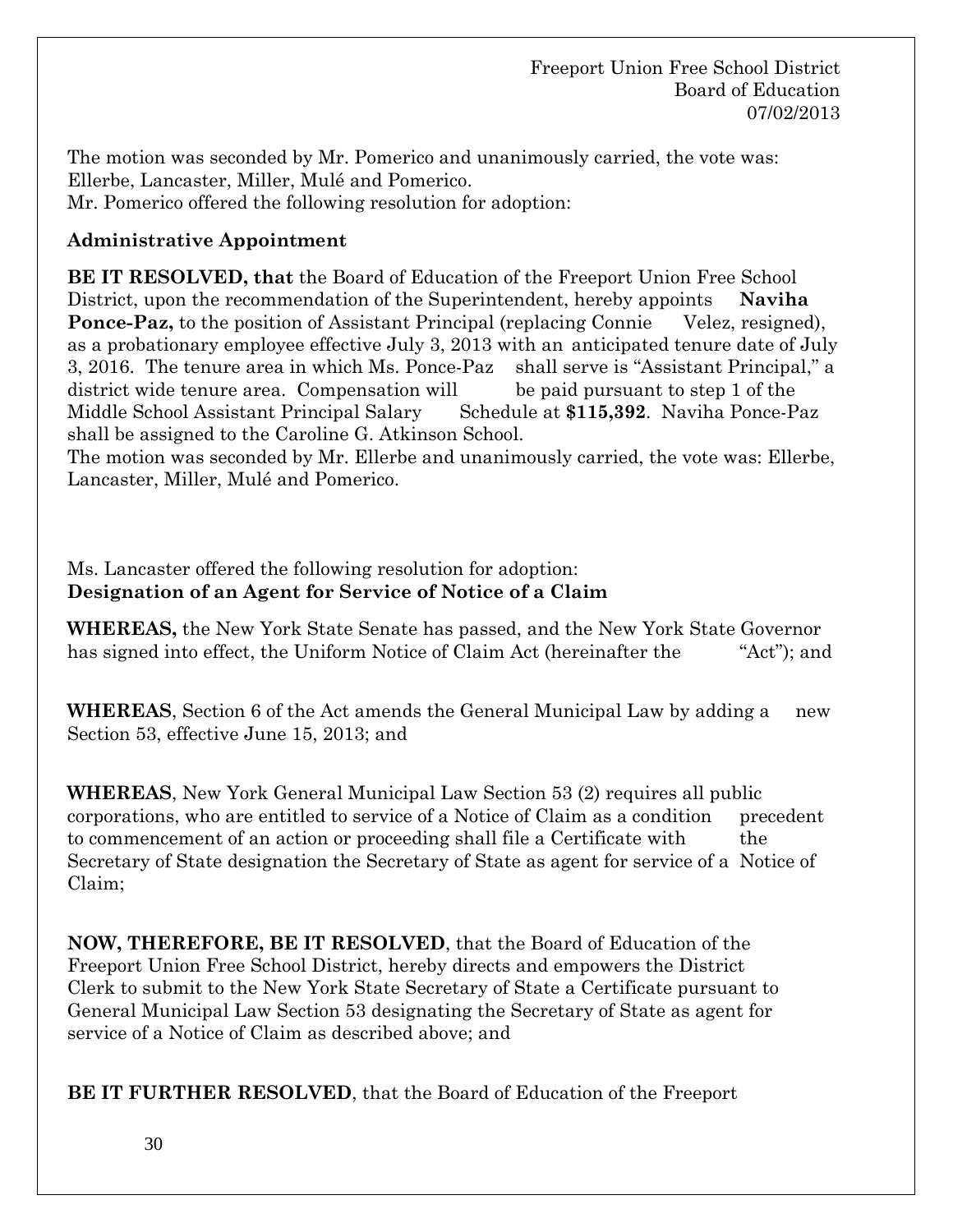The motion was seconded by Mr. Pomerico and unanimously carried, the vote was: Ellerbe, Lancaster, Miller, Mulé and Pomerico.
Mr. Pomerico offered the following resolution for adoption:

**Administrative Appointment**

**BE IT RESOLVED, that** the Board of Education of the Freeport Union Free School District, upon the recommendation of the Superintendent, hereby appoints **Naviha Ponce-Paz,** to the position of Assistant Principal (replacing Connie Velez, resigned), as a probationary employee effective July 3, 2013 with an anticipated tenure date of July 3, 2016. The tenure area in which Ms. Ponce-Paz shall serve is "Assistant Principal," a district wide tenure area. Compensation will be paid pursuant to step 1 of the Middle School Assistant Principal Salary Schedule at **$115,392**. Naviha Ponce-Paz shall be assigned to the Caroline G. Atkinson School.
The motion was seconded by Mr. Ellerbe and unanimously carried, the vote was: Ellerbe, Lancaster, Miller, Mulé and Pomerico.

Ms. Lancaster offered the following resolution for adoption:
**Designation of an Agent for Service of Notice of a Claim**

**WHEREAS,** the New York State Senate has passed, and the New York State Governor has signed into effect, the Uniform Notice of Claim Act (hereinafter the "Act"); and

**WHEREAS**, Section 6 of the Act amends the General Municipal Law by adding a new Section 53, effective June 15, 2013; and

**WHEREAS**, New York General Municipal Law Section 53 (2) requires all public corporations, who are entitled to service of a Notice of Claim as a condition precedent to commencement of an action or proceeding shall file a Certificate with the Secretary of State designation the Secretary of State as agent for service of a Notice of Claim;

**NOW, THEREFORE, BE IT RESOLVED**, that the Board of Education of the Freeport Union Free School District, hereby directs and empowers the District Clerk to submit to the New York State Secretary of State a Certificate pursuant to General Municipal Law Section 53 designating the Secretary of State as agent for service of a Notice of Claim as described above; and

**BE IT FURTHER RESOLVED**, that the Board of Education of the Freeport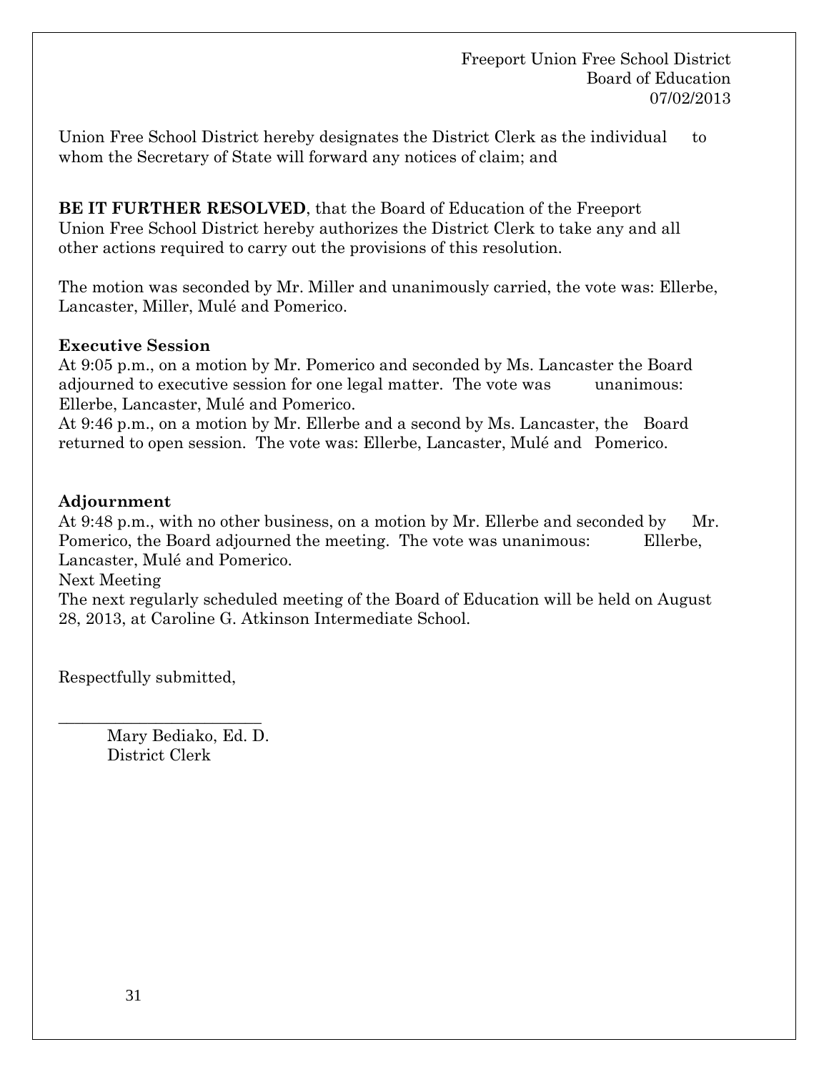Union Free School District hereby designates the District Clerk as the individual to whom the Secretary of State will forward any notices of claim; and

**BE IT FURTHER RESOLVED**, that the Board of Education of the Freeport Union Free School District hereby authorizes the District Clerk to take any and all other actions required to carry out the provisions of this resolution.

The motion was seconded by Mr. Miller and unanimously carried, the vote was: Ellerbe, Lancaster, Miller, Mulé and Pomerico.

**Executive Session**

At 9:05 p.m., on a motion by Mr. Pomerico and seconded by Ms. Lancaster the Board adjourned to executive session for one legal matter. The vote was unanimous: Ellerbe, Lancaster, Mulé and Pomerico.

At 9:46 p.m., on a motion by Mr. Ellerbe and a second by Ms. Lancaster, the Board returned to open session. The vote was: Ellerbe, Lancaster, Mulé and Pomerico.

**Adjournment**

At 9:48 p.m., with no other business, on a motion by Mr. Ellerbe and seconded by Mr. Pomerico, the Board adjourned the meeting. The vote was unanimous: Ellerbe, Lancaster, Mulé and Pomerico.

Next Meeting

The next regularly scheduled meeting of the Board of Education will be held on August 28, 2013, at Caroline G. Atkinson Intermediate School.

Respectfully submitted,

\_\_\_\_\_\_\_\_\_\_\_\_\_\_\_\_\_\_\_\_\_\_\_\_\_

Mary Bediako, Ed. D.
District Clerk